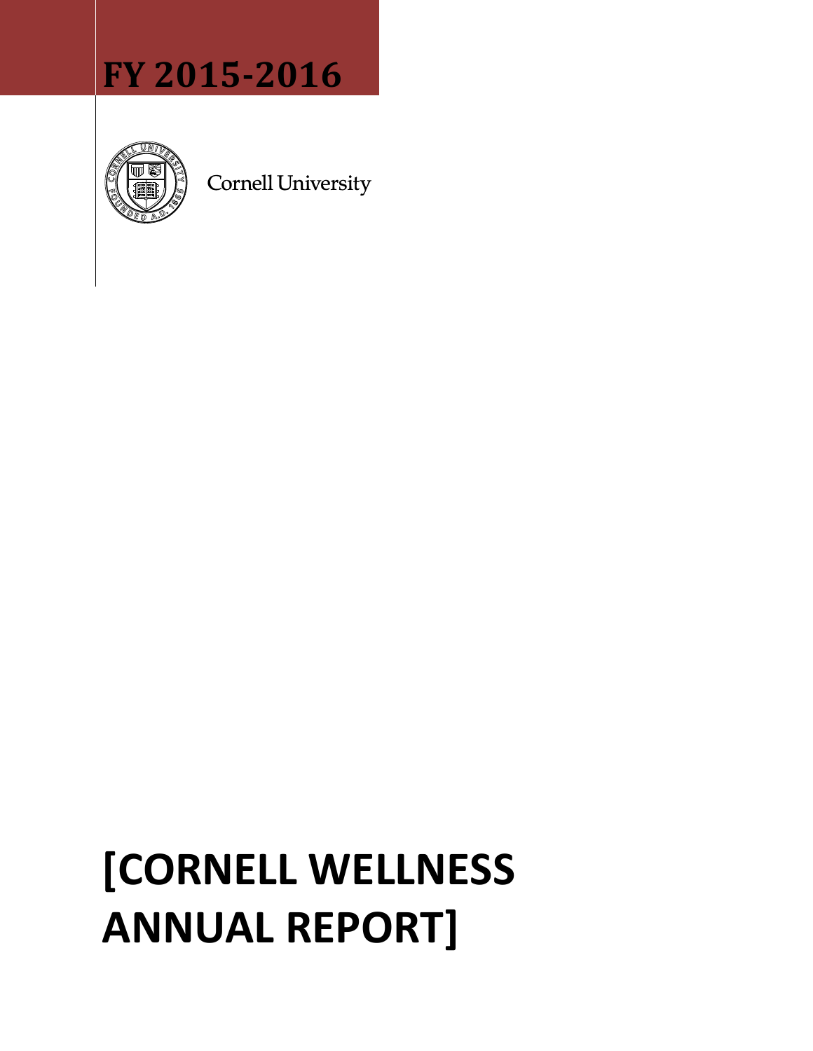# FY 2015-2016

Cornell University

# [CORNELL WELLNESS ANNUAL REPORT]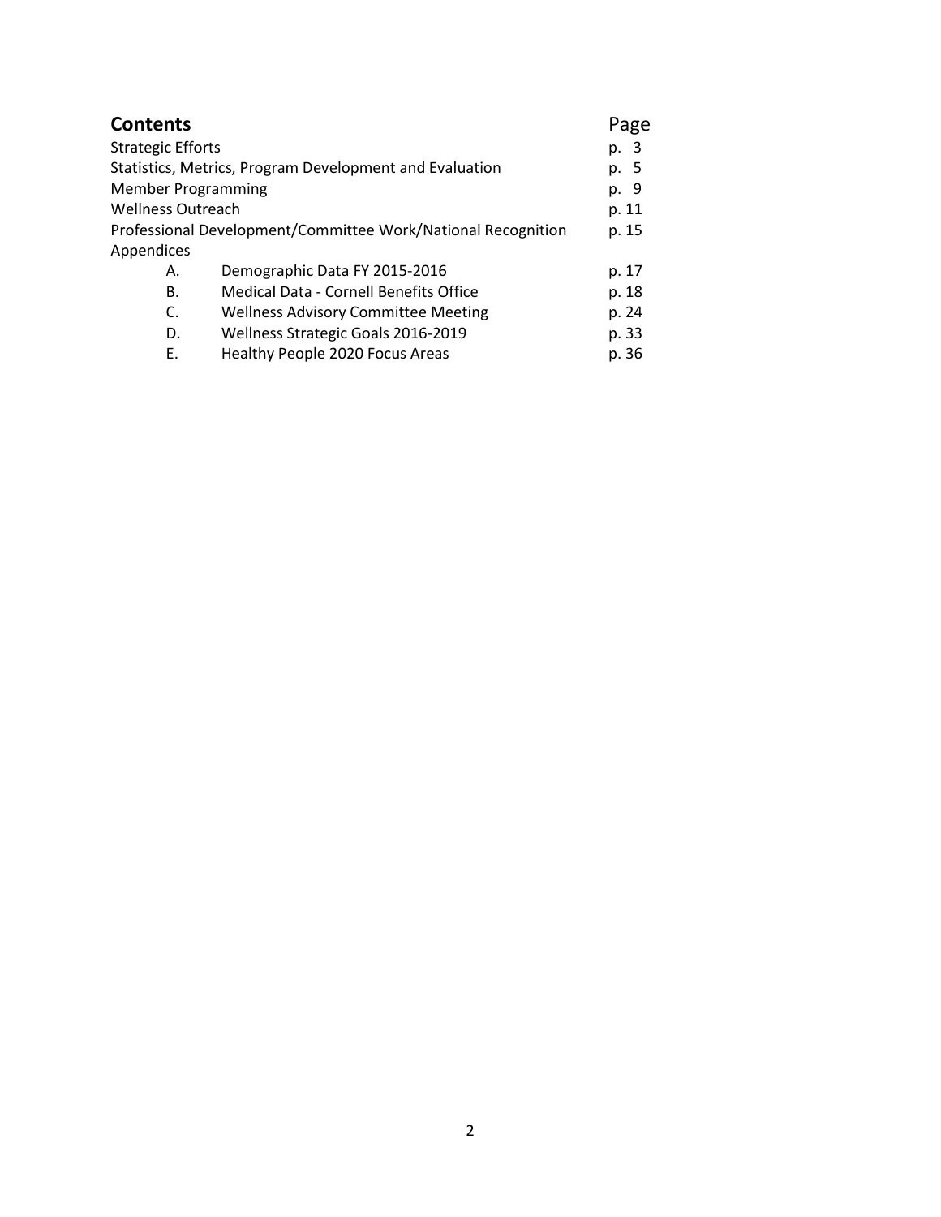## Contents

| Contents | | Page |
|---|---|---|
| Strategic Efforts | | p. 3 |
| Statistics, Metrics, Program Development and Evaluation | | p. 5 |
| Member Programming | | p. 9 |
| Wellness Outreach | | p. 11 |
| Professional Development/Committee Work/National Recognition | | p. 15 |
| Appendices | | |
| A. | Demographic Data FY 2015-2016 | p. 17 |
| B. | Medical Data - Cornell Benefits Office | p. 18 |
| C. | Wellness Advisory Committee Meeting | p. 24 |
| D. | Wellness Strategic Goals 2016-2019 | p. 33 |
| E. | Healthy People 2020 Focus Areas | p. 36 |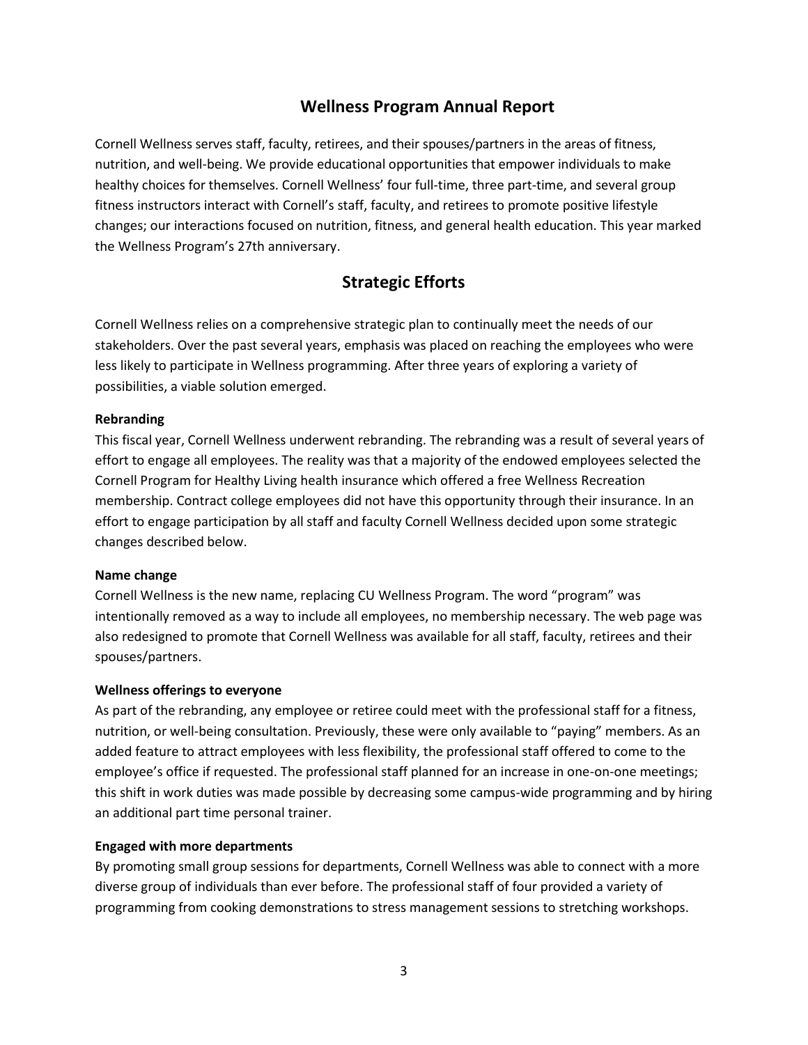## Wellness Program Annual Report

Cornell Wellness serves staff, faculty, retirees, and their spouses/partners in the areas of fitness, nutrition, and well-being. We provide educational opportunities that empower individuals to make healthy choices for themselves. Cornell Wellness' four full-time, three part-time, and several group fitness instructors interact with Cornell's staff, faculty, and retirees to promote positive lifestyle changes; our interactions focused on nutrition, fitness, and general health education. This year marked the Wellness Program's 27th anniversary.

## Strategic Efforts

Cornell Wellness relies on a comprehensive strategic plan to continually meet the needs of our stakeholders. Over the past several years, emphasis was placed on reaching the employees who were less likely to participate in Wellness programming. After three years of exploring a variety of possibilities, a viable solution emerged.

**Rebranding**

This fiscal year, Cornell Wellness underwent rebranding. The rebranding was a result of several years of effort to engage all employees. The reality was that a majority of the endowed employees selected the Cornell Program for Healthy Living health insurance which offered a free Wellness Recreation membership. Contract college employees did not have this opportunity through their insurance. In an effort to engage participation by all staff and faculty Cornell Wellness decided upon some strategic changes described below.

**Name change**

Cornell Wellness is the new name, replacing CU Wellness Program. The word "program" was intentionally removed as a way to include all employees, no membership necessary. The web page was also redesigned to promote that Cornell Wellness was available for all staff, faculty, retirees and their spouses/partners.

**Wellness offerings to everyone**

As part of the rebranding, any employee or retiree could meet with the professional staff for a fitness, nutrition, or well-being consultation. Previously, these were only available to "paying" members. As an added feature to attract employees with less flexibility, the professional staff offered to come to the employee's office if requested. The professional staff planned for an increase in one-on-one meetings; this shift in work duties was made possible by decreasing some campus-wide programming and by hiring an additional part time personal trainer.

**Engaged with more departments**

By promoting small group sessions for departments, Cornell Wellness was able to connect with a more diverse group of individuals than ever before. The professional staff of four provided a variety of programming from cooking demonstrations to stress management sessions to stretching workshops.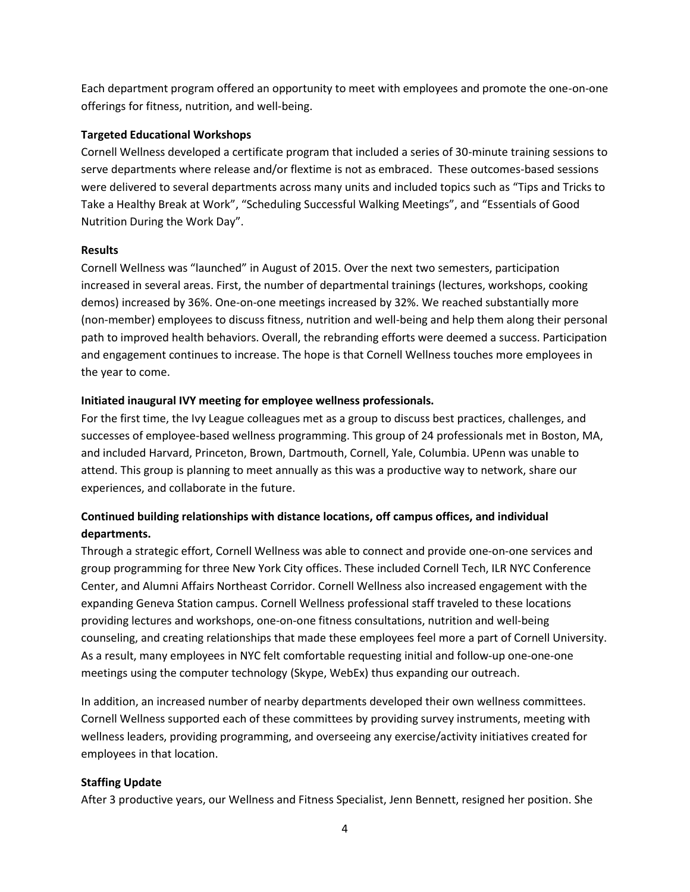Each department program offered an opportunity to meet with employees and promote the one-on-one offerings for fitness, nutrition, and well-being.

**Targeted Educational Workshops**

Cornell Wellness developed a certificate program that included a series of 30-minute training sessions to serve departments where release and/or flextime is not as embraced.  These outcomes-based sessions were delivered to several departments across many units and included topics such as "Tips and Tricks to Take a Healthy Break at Work", "Scheduling Successful Walking Meetings", and "Essentials of Good Nutrition During the Work Day".

**Results**

Cornell Wellness was "launched" in August of 2015. Over the next two semesters, participation increased in several areas. First, the number of departmental trainings (lectures, workshops, cooking demos) increased by 36%. One-on-one meetings increased by 32%. We reached substantially more (non-member) employees to discuss fitness, nutrition and well-being and help them along their personal path to improved health behaviors. Overall, the rebranding efforts were deemed a success. Participation and engagement continues to increase. The hope is that Cornell Wellness touches more employees in the year to come.

**Initiated inaugural IVY meeting for employee wellness professionals.**

For the first time, the Ivy League colleagues met as a group to discuss best practices, challenges, and successes of employee-based wellness programming. This group of 24 professionals met in Boston, MA, and included Harvard, Princeton, Brown, Dartmouth, Cornell, Yale, Columbia. UPenn was unable to attend. This group is planning to meet annually as this was a productive way to network, share our experiences, and collaborate in the future.

**Continued building relationships with distance locations, off campus offices, and individual departments.**

Through a strategic effort, Cornell Wellness was able to connect and provide one-on-one services and group programming for three New York City offices. These included Cornell Tech, ILR NYC Conference Center, and Alumni Affairs Northeast Corridor. Cornell Wellness also increased engagement with the expanding Geneva Station campus. Cornell Wellness professional staff traveled to these locations providing lectures and workshops, one-on-one fitness consultations, nutrition and well-being counseling, and creating relationships that made these employees feel more a part of Cornell University. As a result, many employees in NYC felt comfortable requesting initial and follow-up one-one-one meetings using the computer technology (Skype, WebEx) thus expanding our outreach.

In addition, an increased number of nearby departments developed their own wellness committees. Cornell Wellness supported each of these committees by providing survey instruments, meeting with wellness leaders, providing programming, and overseeing any exercise/activity initiatives created for employees in that location.

**Staffing Update**

After 3 productive years, our Wellness and Fitness Specialist, Jenn Bennett, resigned her position. She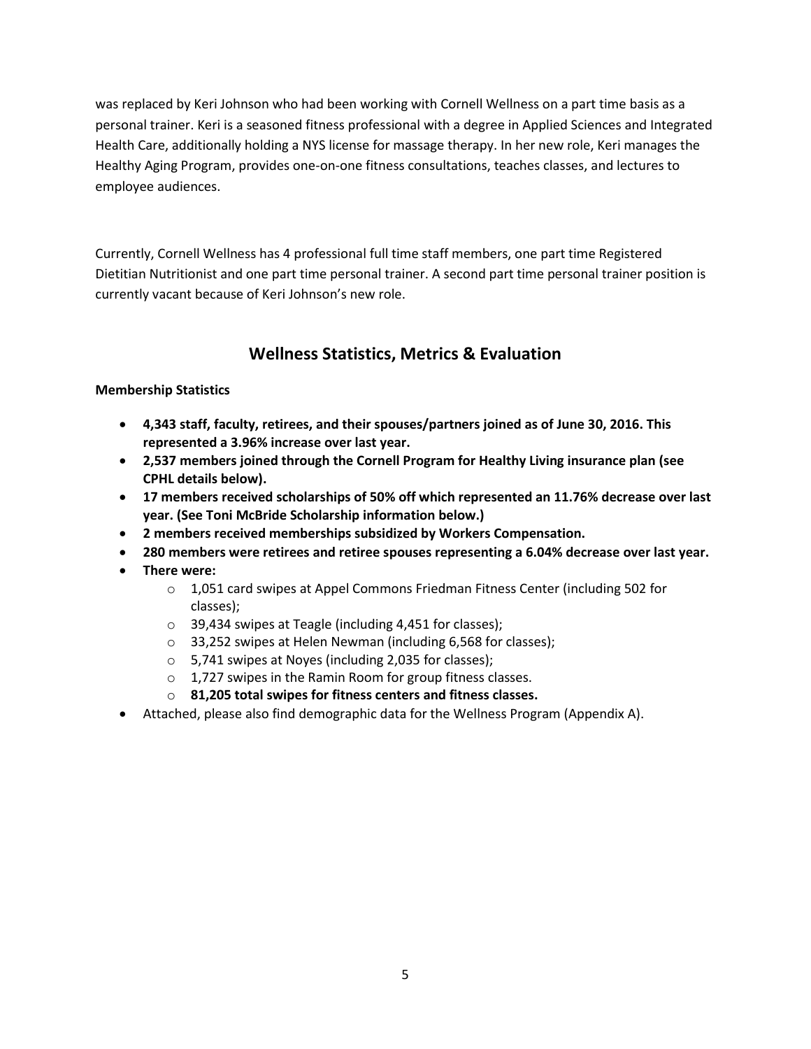was replaced by Keri Johnson who had been working with Cornell Wellness on a part time basis as a personal trainer. Keri is a seasoned fitness professional with a degree in Applied Sciences and Integrated Health Care, additionally holding a NYS license for massage therapy. In her new role, Keri manages the Healthy Aging Program, provides one-on-one fitness consultations, teaches classes, and lectures to employee audiences.

Currently, Cornell Wellness has 4 professional full time staff members, one part time Registered Dietitian Nutritionist and one part time personal trainer. A second part time personal trainer position is currently vacant because of Keri Johnson's new role.

## Wellness Statistics, Metrics & Evaluation

**Membership Statistics**

- **4,343 staff, faculty, retirees, and their spouses/partners joined as of June 30, 2016. This represented a 3.96% increase over last year.**
- **2,537 members joined through the Cornell Program for Healthy Living insurance plan (see CPHL details below).**
- **17 members received scholarships of 50% off which represented an 11.76% decrease over last year. (See Toni McBride Scholarship information below.)**
- **2 members received memberships subsidized by Workers Compensation.**
- **280 members were retirees and retiree spouses representing a 6.04% decrease over last year.**
- **There were:**
  - 1,051 card swipes at Appel Commons Friedman Fitness Center (including 502 for classes);
  - 39,434 swipes at Teagle (including 4,451 for classes);
  - 33,252 swipes at Helen Newman (including 6,568 for classes);
  - 5,741 swipes at Noyes (including 2,035 for classes);
  - 1,727 swipes in the Ramin Room for group fitness classes.
  - **81,205 total swipes for fitness centers and fitness classes.**
- Attached, please also find demographic data for the Wellness Program (Appendix A).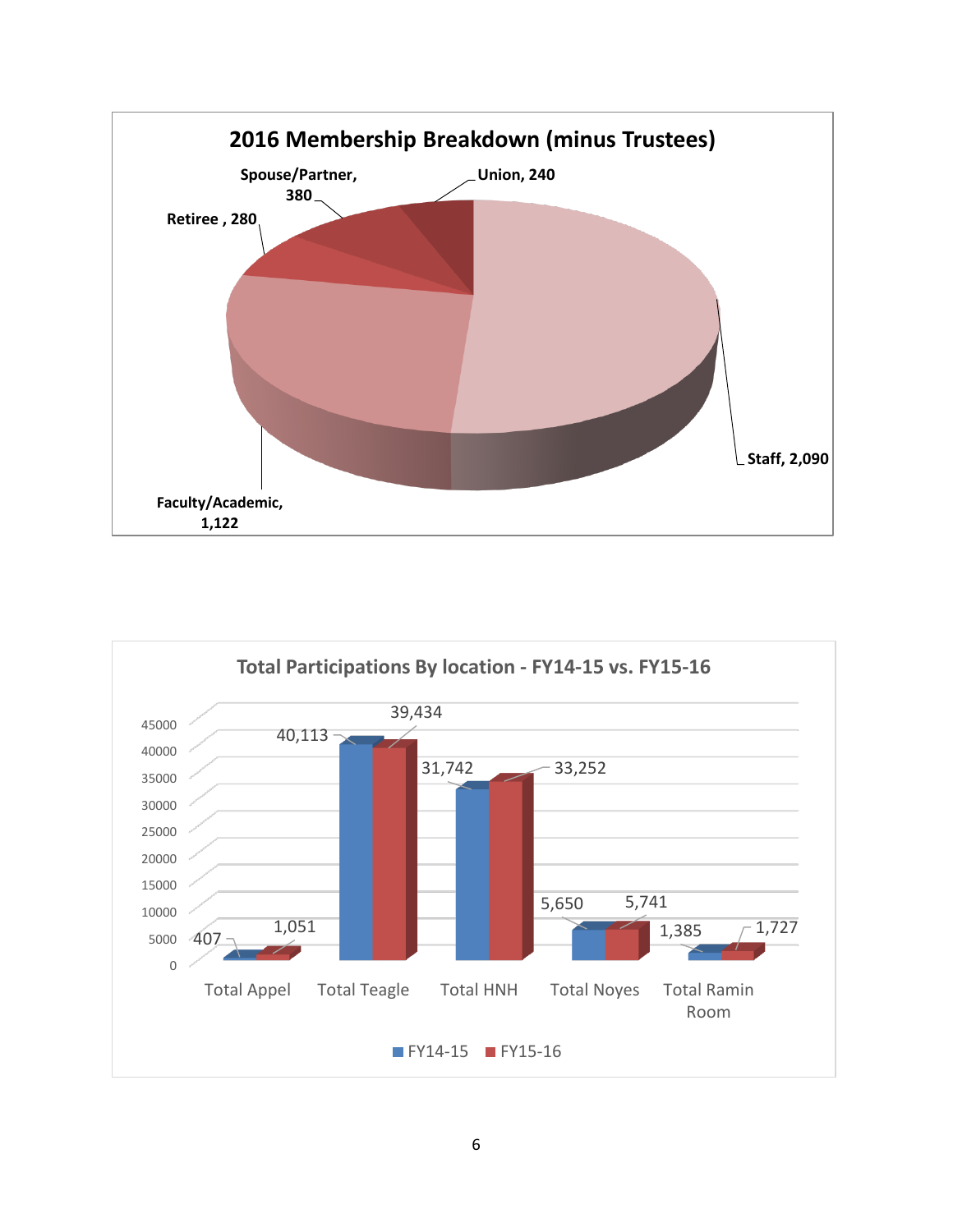## 2016 Membership Breakdown (minus Trustees)

| Category | Count |
|---|---|
| Staff | 2,090 |
| Faculty/Academic | 1,122 |
| Retiree | 280 |
| Spouse/Partner | 380 |
| Union | 240 |

## Total Participations By location - FY14-15 vs. FY15-16

| Location | FY14-15 | FY15-16 |
|---|---|---|
| Total Appel | 407 | 1,051 |
| Total Teagle | 40,113 | 39,434 |
| Total HNH | 31,742 | 33,252 |
| Total Noyes | 5,650 | 5,741 |
| Total Ramin Room | 1,385 | 1,727 |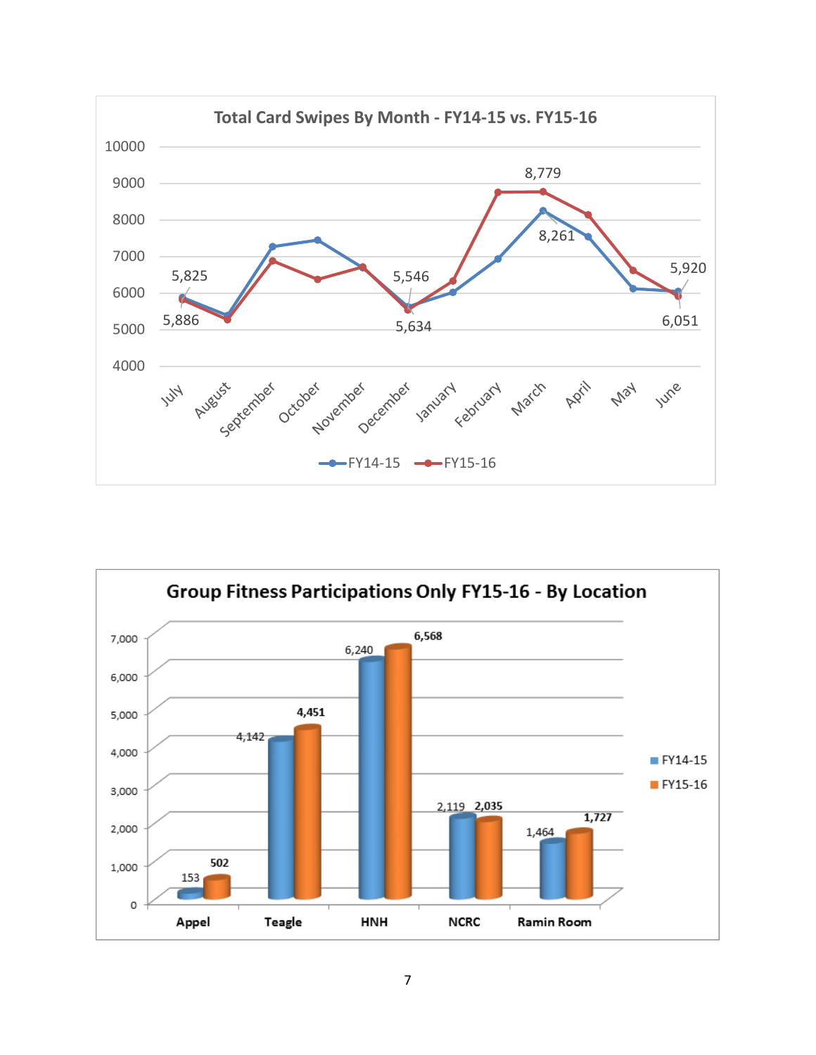**Total Card Swipes By Month - FY14-15 vs. FY15-16**

| Month | FY14-15 | FY15-16 |
|---|---|---|
| July | 5,825 | 5,886 |
| December | 5,546 | 5,634 |
| March | 8,261 | 8,779 |
| June | 5,920 | 6,051 |

**Group Fitness Participations Only FY15-16 - By Location**

| Location | FY14-15 | FY15-16 |
|---|---|---|
| Appel | 153 | 502 |
| Teagle | 4,142 | 4,451 |
| HNH | 6,240 | 6,568 |
| NCRC | 2,119 | 2,035 |
| Ramin Room | 1,464 | 1,727 |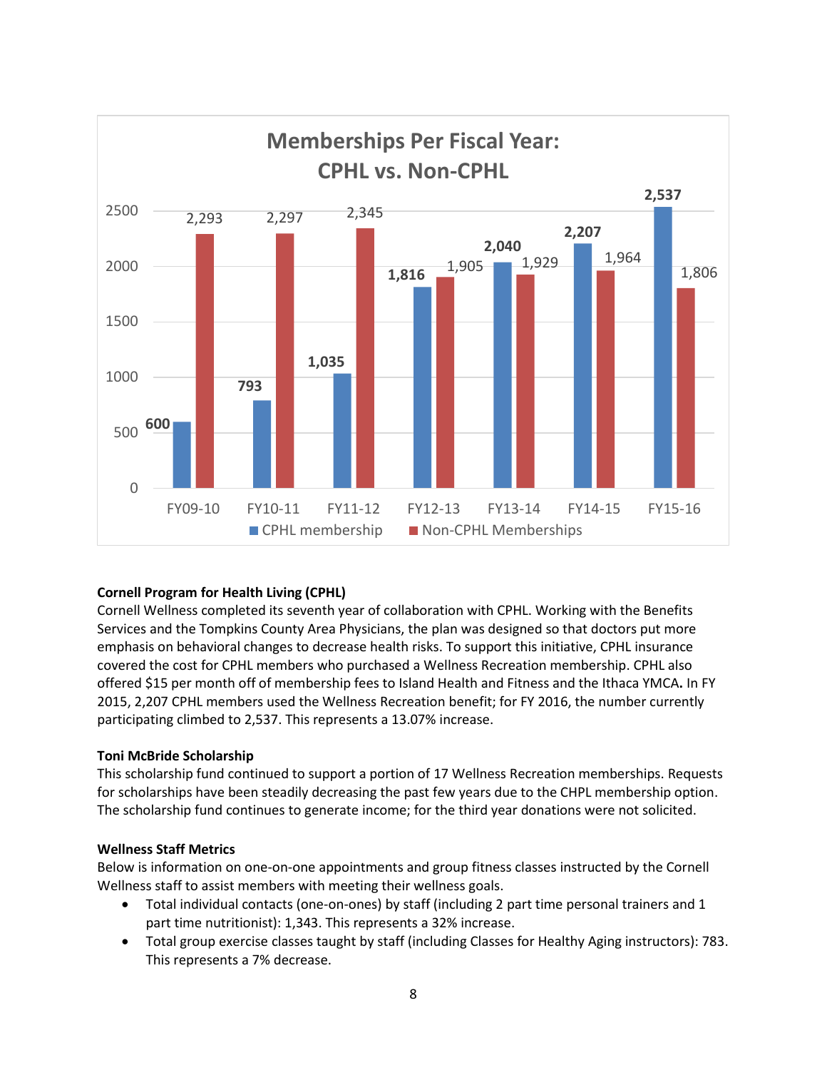**Memberships Per Fiscal Year: CPHL vs. Non-CPHL**

| Fiscal Year | CPHL membership | Non-CPHL Memberships |
|---|---|---|
| FY09-10 | 600 | 2,293 |
| FY10-11 | 793 | 2,297 |
| FY11-12 | 1,035 | 2,345 |
| FY12-13 | 1,816 | 1,905 |
| FY13-14 | 2,040 | 1,929 |
| FY14-15 | 2,207 | 1,964 |
| FY15-16 | 2,537 | 1,806 |

**Cornell Program for Health Living (CPHL)**

Cornell Wellness completed its seventh year of collaboration with CPHL. Working with the Benefits Services and the Tompkins County Area Physicians, the plan was designed so that doctors put more emphasis on behavioral changes to decrease health risks. To support this initiative, CPHL insurance covered the cost for CPHL members who purchased a Wellness Recreation membership. CPHL also offered $15 per month off of membership fees to Island Health and Fitness and the Ithaca YMCA**.** In FY 2015, 2,207 CPHL members used the Wellness Recreation benefit; for FY 2016, the number currently participating climbed to 2,537. This represents a 13.07% increase.

**Toni McBride Scholarship**

This scholarship fund continued to support a portion of 17 Wellness Recreation memberships. Requests for scholarships have been steadily decreasing the past few years due to the CHPL membership option. The scholarship fund continues to generate income; for the third year donations were not solicited.

**Wellness Staff Metrics**

Below is information on one-on-one appointments and group fitness classes instructed by the Cornell Wellness staff to assist members with meeting their wellness goals.

- Total individual contacts (one-on-ones) by staff (including 2 part time personal trainers and 1 part time nutritionist): 1,343. This represents a 32% increase.
- Total group exercise classes taught by staff (including Classes for Healthy Aging instructors): 783. This represents a 7% decrease.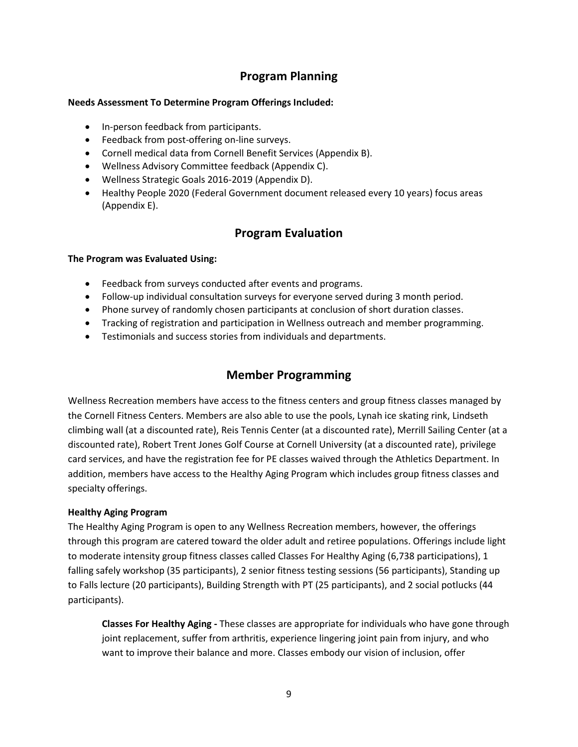## Program Planning

**Needs Assessment To Determine Program Offerings Included:**

- In-person feedback from participants.
- Feedback from post-offering on-line surveys.
- Cornell medical data from Cornell Benefit Services (Appendix B).
- Wellness Advisory Committee feedback (Appendix C).
- Wellness Strategic Goals 2016-2019 (Appendix D).
- Healthy People 2020 (Federal Government document released every 10 years) focus areas (Appendix E).

## Program Evaluation

**The Program was Evaluated Using:**

- Feedback from surveys conducted after events and programs.
- Follow-up individual consultation surveys for everyone served during 3 month period.
- Phone survey of randomly chosen participants at conclusion of short duration classes.
- Tracking of registration and participation in Wellness outreach and member programming.
- Testimonials and success stories from individuals and departments.

## Member Programming

Wellness Recreation members have access to the fitness centers and group fitness classes managed by the Cornell Fitness Centers. Members are also able to use the pools, Lynah ice skating rink, Lindseth climbing wall (at a discounted rate), Reis Tennis Center (at a discounted rate), Merrill Sailing Center (at a discounted rate), Robert Trent Jones Golf Course at Cornell University (at a discounted rate), privilege card services, and have the registration fee for PE classes waived through the Athletics Department. In addition, members have access to the Healthy Aging Program which includes group fitness classes and specialty offerings.

**Healthy Aging Program**

The Healthy Aging Program is open to any Wellness Recreation members, however, the offerings through this program are catered toward the older adult and retiree populations. Offerings include light to moderate intensity group fitness classes called Classes For Healthy Aging (6,738 participations), 1 falling safely workshop (35 participants), 2 senior fitness testing sessions (56 participants), Standing up to Falls lecture (20 participants), Building Strength with PT (25 participants), and 2 social potlucks (44 participants).

> **Classes For Healthy Aging -** These classes are appropriate for individuals who have gone through joint replacement, suffer from arthritis, experience lingering joint pain from injury, and who want to improve their balance and more. Classes embody our vision of inclusion, offer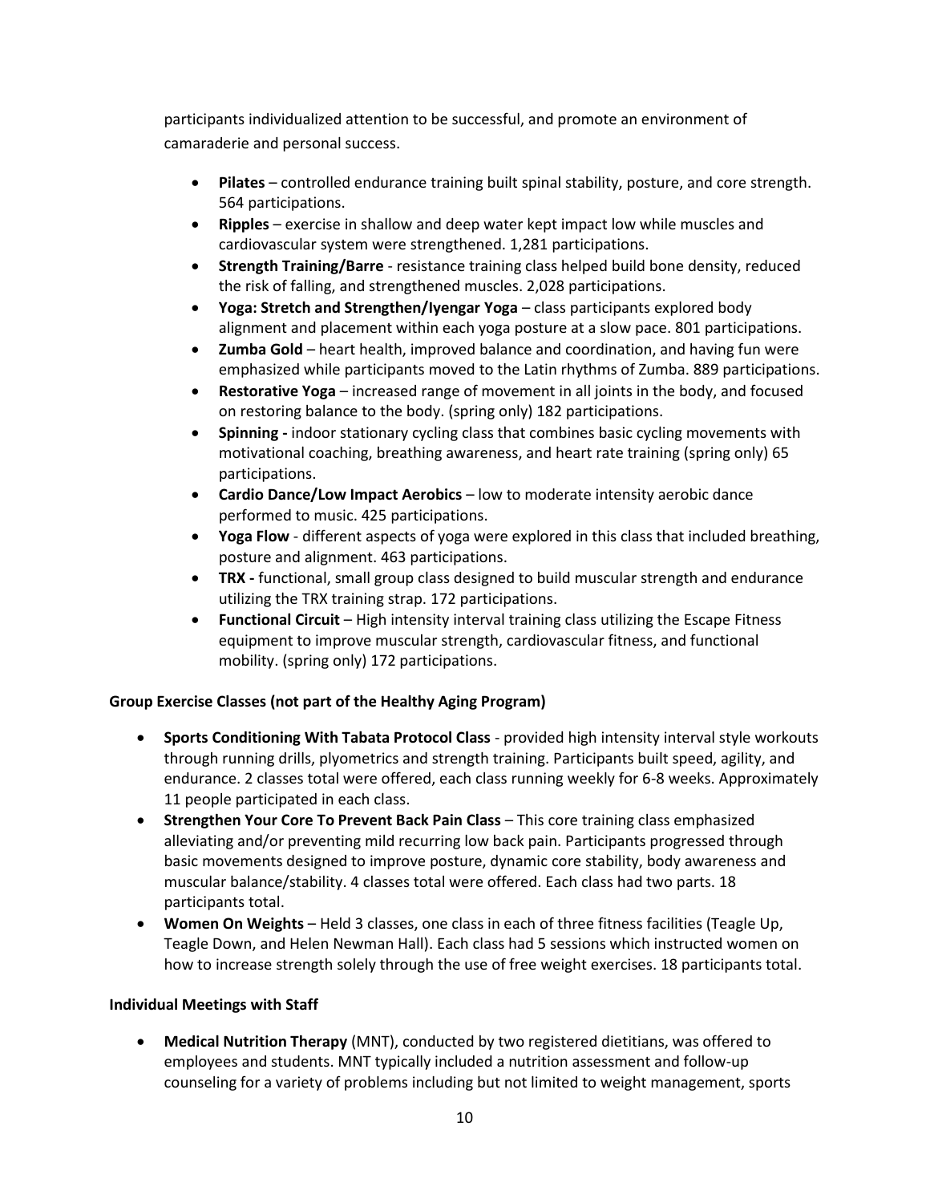participants individualized attention to be successful, and promote an environment of camaraderie and personal success.

- **Pilates** – controlled endurance training built spinal stability, posture, and core strength. 564 participations.
- **Ripples** – exercise in shallow and deep water kept impact low while muscles and cardiovascular system were strengthened. 1,281 participations.
- **Strength Training/Barre** - resistance training class helped build bone density, reduced the risk of falling, and strengthened muscles. 2,028 participations.
- **Yoga: Stretch and Strengthen/Iyengar Yoga** – class participants explored body alignment and placement within each yoga posture at a slow pace. 801 participations.
- **Zumba Gold** – heart health, improved balance and coordination, and having fun were emphasized while participants moved to the Latin rhythms of Zumba. 889 participations.
- **Restorative Yoga** – increased range of movement in all joints in the body, and focused on restoring balance to the body. (spring only) 182 participations.
- **Spinning -** indoor stationary cycling class that combines basic cycling movements with motivational coaching, breathing awareness, and heart rate training (spring only) 65 participations.
- **Cardio Dance/Low Impact Aerobics** – low to moderate intensity aerobic dance performed to music. 425 participations.
- **Yoga Flow** - different aspects of yoga were explored in this class that included breathing, posture and alignment. 463 participations.
- **TRX -** functional, small group class designed to build muscular strength and endurance utilizing the TRX training strap. 172 participations.
- **Functional Circuit** – High intensity interval training class utilizing the Escape Fitness equipment to improve muscular strength, cardiovascular fitness, and functional mobility. (spring only) 172 participations.

**Group Exercise Classes (not part of the Healthy Aging Program)**

- **Sports Conditioning With Tabata Protocol Class** - provided high intensity interval style workouts through running drills, plyometrics and strength training. Participants built speed, agility, and endurance. 2 classes total were offered, each class running weekly for 6-8 weeks. Approximately 11 people participated in each class.
- **Strengthen Your Core To Prevent Back Pain Class** – This core training class emphasized alleviating and/or preventing mild recurring low back pain. Participants progressed through basic movements designed to improve posture, dynamic core stability, body awareness and muscular balance/stability. 4 classes total were offered. Each class had two parts. 18 participants total.
- **Women On Weights** – Held 3 classes, one class in each of three fitness facilities (Teagle Up, Teagle Down, and Helen Newman Hall). Each class had 5 sessions which instructed women on how to increase strength solely through the use of free weight exercises. 18 participants total.

**Individual Meetings with Staff**

- **Medical Nutrition Therapy** (MNT), conducted by two registered dietitians, was offered to employees and students. MNT typically included a nutrition assessment and follow-up counseling for a variety of problems including but not limited to weight management, sports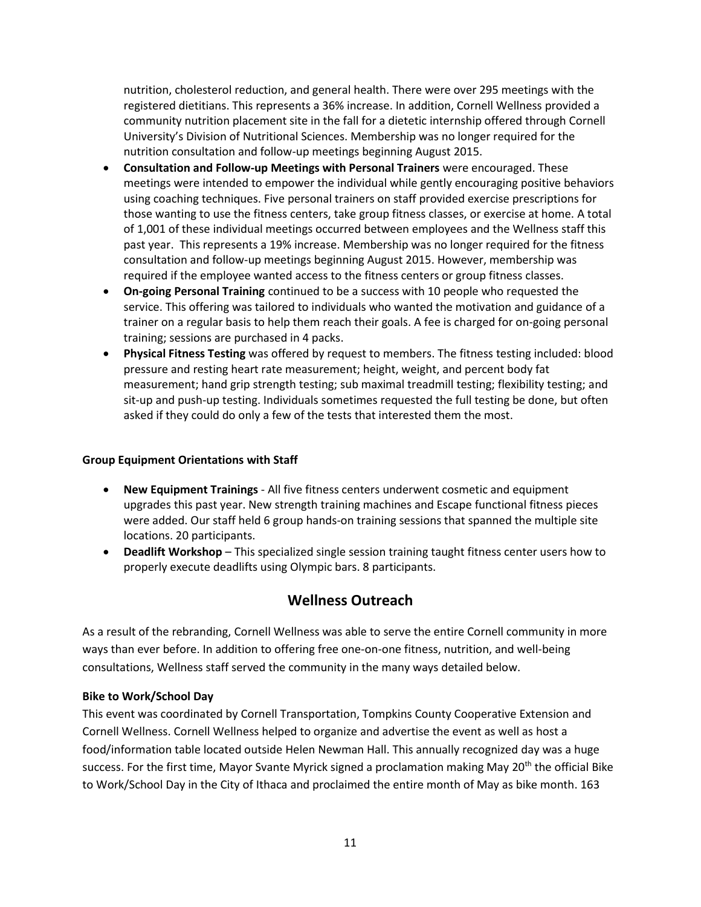nutrition, cholesterol reduction, and general health. There were over 295 meetings with the registered dietitians. This represents a 36% increase. In addition, Cornell Wellness provided a community nutrition placement site in the fall for a dietetic internship offered through Cornell University's Division of Nutritional Sciences. Membership was no longer required for the nutrition consultation and follow-up meetings beginning August 2015.

- **Consultation and Follow-up Meetings with Personal Trainers** were encouraged. These meetings were intended to empower the individual while gently encouraging positive behaviors using coaching techniques. Five personal trainers on staff provided exercise prescriptions for those wanting to use the fitness centers, take group fitness classes, or exercise at home. A total of 1,001 of these individual meetings occurred between employees and the Wellness staff this past year. This represents a 19% increase. Membership was no longer required for the fitness consultation and follow-up meetings beginning August 2015. However, membership was required if the employee wanted access to the fitness centers or group fitness classes.
- **On-going Personal Training** continued to be a success with 10 people who requested the service. This offering was tailored to individuals who wanted the motivation and guidance of a trainer on a regular basis to help them reach their goals. A fee is charged for on-going personal training; sessions are purchased in 4 packs.
- **Physical Fitness Testing** was offered by request to members. The fitness testing included: blood pressure and resting heart rate measurement; height, weight, and percent body fat measurement; hand grip strength testing; sub maximal treadmill testing; flexibility testing; and sit-up and push-up testing. Individuals sometimes requested the full testing be done, but often asked if they could do only a few of the tests that interested them the most.

**Group Equipment Orientations with Staff**

- **New Equipment Trainings** - All five fitness centers underwent cosmetic and equipment upgrades this past year. New strength training machines and Escape functional fitness pieces were added. Our staff held 6 group hands-on training sessions that spanned the multiple site locations. 20 participants.
- **Deadlift Workshop** – This specialized single session training taught fitness center users how to properly execute deadlifts using Olympic bars. 8 participants.

## Wellness Outreach

As a result of the rebranding, Cornell Wellness was able to serve the entire Cornell community in more ways than ever before. In addition to offering free one-on-one fitness, nutrition, and well-being consultations, Wellness staff served the community in the many ways detailed below.

**Bike to Work/School Day**

This event was coordinated by Cornell Transportation, Tompkins County Cooperative Extension and Cornell Wellness. Cornell Wellness helped to organize and advertise the event as well as host a food/information table located outside Helen Newman Hall. This annually recognized day was a huge success. For the first time, Mayor Svante Myrick signed a proclamation making May 20th the official Bike to Work/School Day in the City of Ithaca and proclaimed the entire month of May as bike month. 163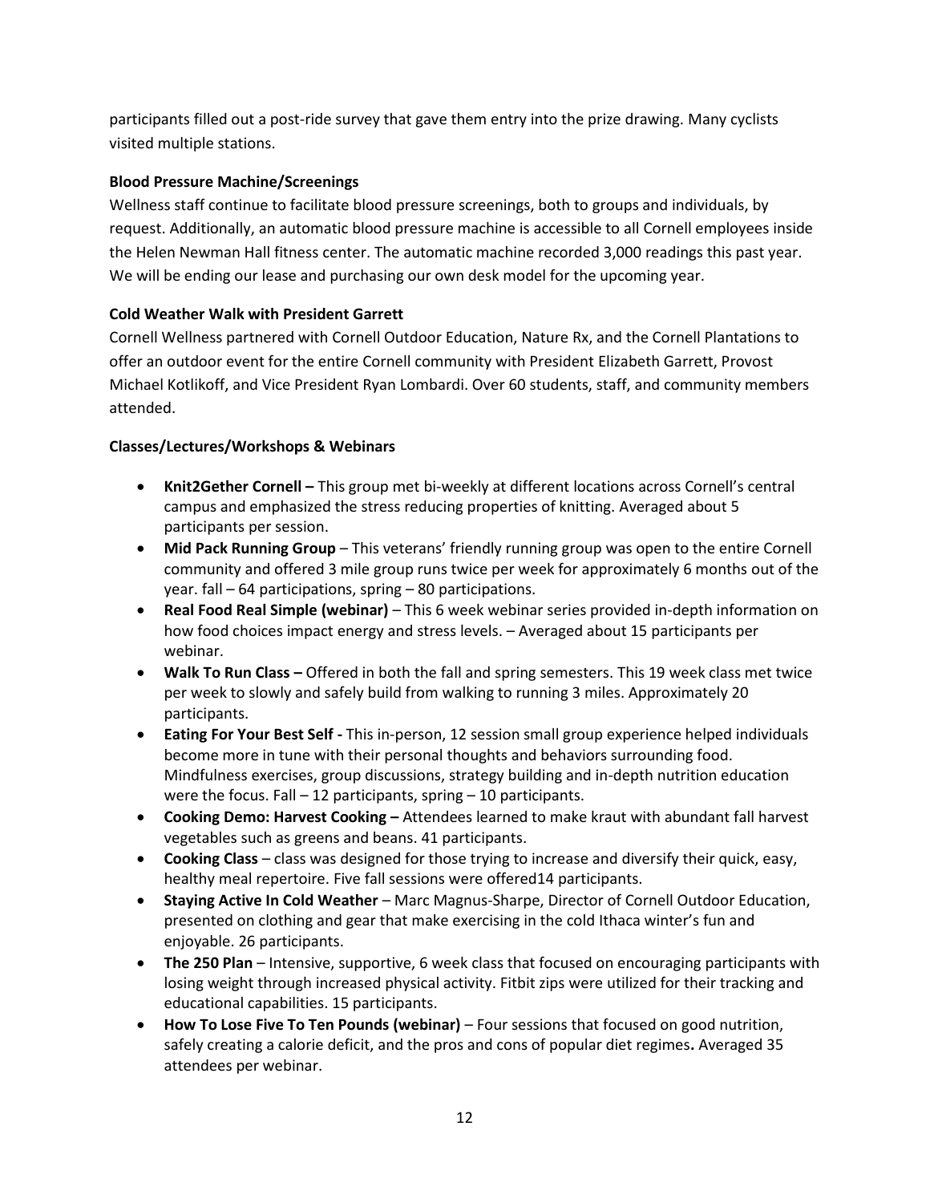participants filled out a post-ride survey that gave them entry into the prize drawing. Many cyclists visited multiple stations.

**Blood Pressure Machine/Screenings**

Wellness staff continue to facilitate blood pressure screenings, both to groups and individuals, by request. Additionally, an automatic blood pressure machine is accessible to all Cornell employees inside the Helen Newman Hall fitness center. The automatic machine recorded 3,000 readings this past year. We will be ending our lease and purchasing our own desk model for the upcoming year.

**Cold Weather Walk with President Garrett**

Cornell Wellness partnered with Cornell Outdoor Education, Nature Rx, and the Cornell Plantations to offer an outdoor event for the entire Cornell community with President Elizabeth Garrett, Provost Michael Kotlikoff, and Vice President Ryan Lombardi. Over 60 students, staff, and community members attended.

**Classes/Lectures/Workshops & Webinars**

- **Knit2Gether Cornell –** This group met bi-weekly at different locations across Cornell's central campus and emphasized the stress reducing properties of knitting. Averaged about 5 participants per session.
- **Mid Pack Running Group** – This veterans' friendly running group was open to the entire Cornell community and offered 3 mile group runs twice per week for approximately 6 months out of the year. fall – 64 participations, spring – 80 participations.
- **Real Food Real Simple (webinar)** – This 6 week webinar series provided in-depth information on how food choices impact energy and stress levels. – Averaged about 15 participants per webinar.
- **Walk To Run Class –** Offered in both the fall and spring semesters. This 19 week class met twice per week to slowly and safely build from walking to running 3 miles. Approximately 20 participants.
- **Eating For Your Best Self -** This in-person, 12 session small group experience helped individuals become more in tune with their personal thoughts and behaviors surrounding food. Mindfulness exercises, group discussions, strategy building and in-depth nutrition education were the focus. Fall – 12 participants, spring – 10 participants.
- **Cooking Demo: Harvest Cooking –** Attendees learned to make kraut with abundant fall harvest vegetables such as greens and beans. 41 participants.
- **Cooking Class** – class was designed for those trying to increase and diversify their quick, easy, healthy meal repertoire. Five fall sessions were offered14 participants.
- **Staying Active In Cold Weather** – Marc Magnus-Sharpe, Director of Cornell Outdoor Education, presented on clothing and gear that make exercising in the cold Ithaca winter's fun and enjoyable. 26 participants.
- **The 250 Plan** – Intensive, supportive, 6 week class that focused on encouraging participants with losing weight through increased physical activity. Fitbit zips were utilized for their tracking and educational capabilities. 15 participants.
- **How To Lose Five To Ten Pounds (webinar)** – Four sessions that focused on good nutrition, safely creating a calorie deficit, and the pros and cons of popular diet regimes**.** Averaged 35 attendees per webinar.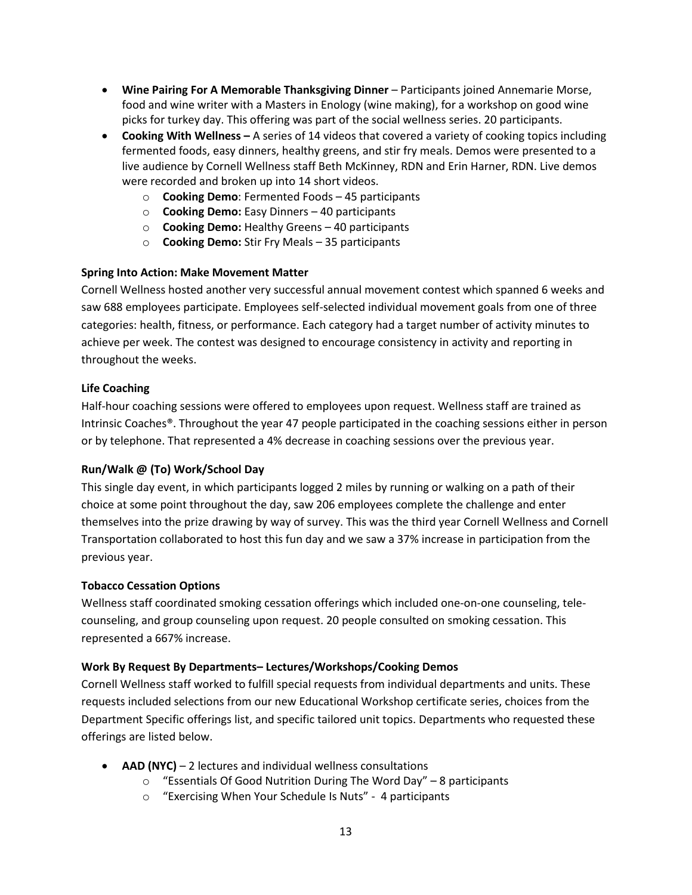- **Wine Pairing For A Memorable Thanksgiving Dinner** – Participants joined Annemarie Morse, food and wine writer with a Masters in Enology (wine making), for a workshop on good wine picks for turkey day. This offering was part of the social wellness series. 20 participants.
- **Cooking With Wellness –** A series of 14 videos that covered a variety of cooking topics including fermented foods, easy dinners, healthy greens, and stir fry meals. Demos were presented to a live audience by Cornell Wellness staff Beth McKinney, RDN and Erin Harner, RDN. Live demos were recorded and broken up into 14 short videos.
  - **Cooking Demo**: Fermented Foods – 45 participants
  - **Cooking Demo:** Easy Dinners – 40 participants
  - **Cooking Demo:** Healthy Greens – 40 participants
  - **Cooking Demo:** Stir Fry Meals – 35 participants

**Spring Into Action: Make Movement Matter**

Cornell Wellness hosted another very successful annual movement contest which spanned 6 weeks and saw 688 employees participate. Employees self-selected individual movement goals from one of three categories: health, fitness, or performance. Each category had a target number of activity minutes to achieve per week. The contest was designed to encourage consistency in activity and reporting in throughout the weeks.

**Life Coaching**

Half-hour coaching sessions were offered to employees upon request. Wellness staff are trained as Intrinsic Coaches®. Throughout the year 47 people participated in the coaching sessions either in person or by telephone. That represented a 4% decrease in coaching sessions over the previous year.

**Run/Walk @ (To) Work/School Day**

This single day event, in which participants logged 2 miles by running or walking on a path of their choice at some point throughout the day, saw 206 employees complete the challenge and enter themselves into the prize drawing by way of survey. This was the third year Cornell Wellness and Cornell Transportation collaborated to host this fun day and we saw a 37% increase in participation from the previous year.

**Tobacco Cessation Options**

Wellness staff coordinated smoking cessation offerings which included one-on-one counseling, tele-counseling, and group counseling upon request. 20 people consulted on smoking cessation. This represented a 667% increase.

**Work By Request By Departments– Lectures/Workshops/Cooking Demos**

Cornell Wellness staff worked to fulfill special requests from individual departments and units. These requests included selections from our new Educational Workshop certificate series, choices from the Department Specific offerings list, and specific tailored unit topics. Departments who requested these offerings are listed below.

- **AAD (NYC)** – 2 lectures and individual wellness consultations
  - "Essentials Of Good Nutrition During The Word Day" – 8 participants
  - "Exercising When Your Schedule Is Nuts" - 4 participants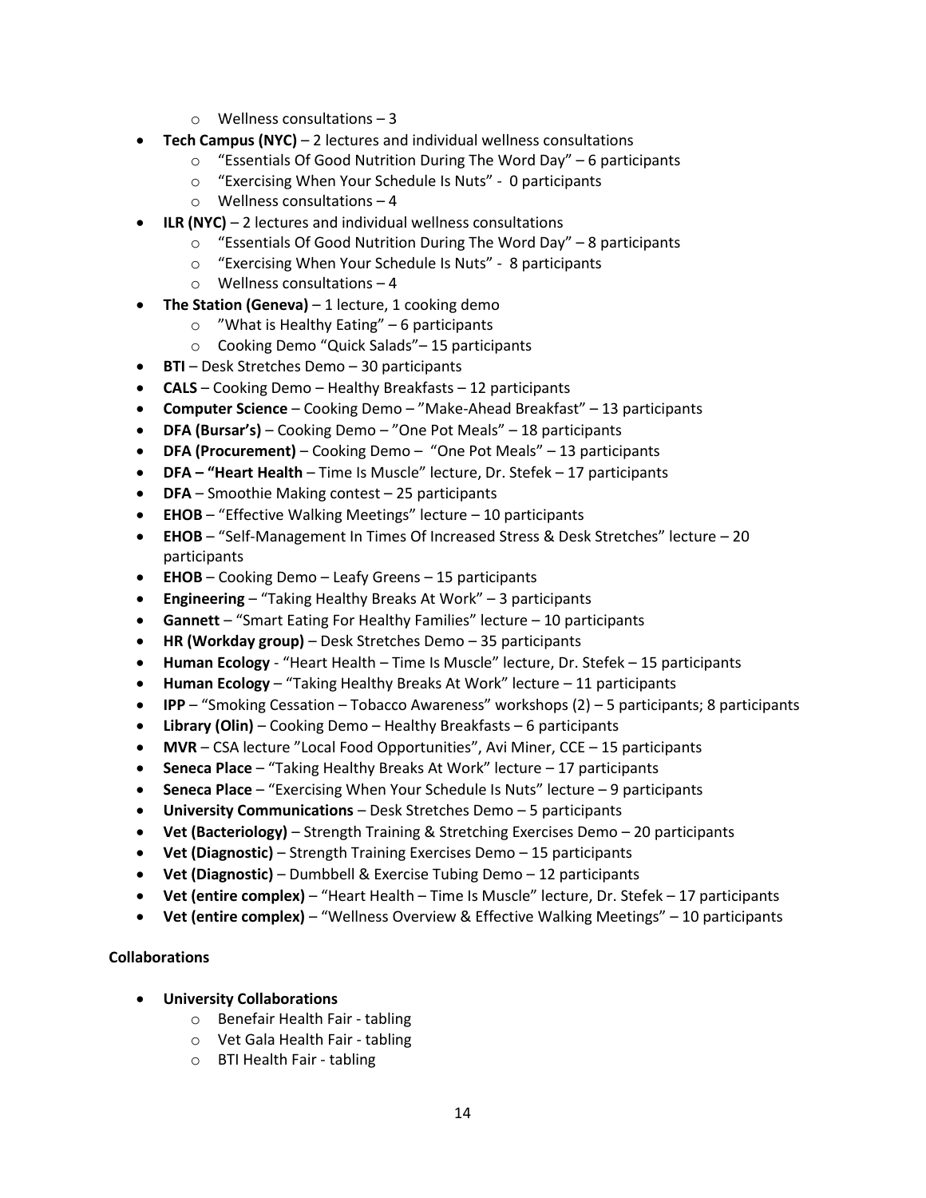- Wellness consultations – 3
- **Tech Campus (NYC)** – 2 lectures and individual wellness consultations
  - "Essentials Of Good Nutrition During The Word Day" – 6 participants
  - "Exercising When Your Schedule Is Nuts" - 0 participants
  - Wellness consultations – 4
- **ILR (NYC)** – 2 lectures and individual wellness consultations
  - "Essentials Of Good Nutrition During The Word Day" – 8 participants
  - "Exercising When Your Schedule Is Nuts" - 8 participants
  - Wellness consultations – 4
- **The Station (Geneva)** – 1 lecture, 1 cooking demo
  - "What is Healthy Eating" – 6 participants
  - Cooking Demo "Quick Salads"– 15 participants
- **BTI** – Desk Stretches Demo – 30 participants
- **CALS** – Cooking Demo – Healthy Breakfasts – 12 participants
- **Computer Science** – Cooking Demo – "Make-Ahead Breakfast" – 13 participants
- **DFA (Bursar's)** – Cooking Demo – "One Pot Meals" – 18 participants
- **DFA (Procurement)** – Cooking Demo – "One Pot Meals" – 13 participants
- **DFA – "Heart Health** – Time Is Muscle" lecture, Dr. Stefek – 17 participants
- **DFA** – Smoothie Making contest – 25 participants
- **EHOB** – "Effective Walking Meetings" lecture – 10 participants
- **EHOB** – "Self-Management In Times Of Increased Stress & Desk Stretches" lecture – 20 participants
- **EHOB** – Cooking Demo – Leafy Greens – 15 participants
- **Engineering** – "Taking Healthy Breaks At Work" – 3 participants
- **Gannett** – "Smart Eating For Healthy Families" lecture – 10 participants
- **HR (Workday group)** – Desk Stretches Demo – 35 participants
- **Human Ecology** - "Heart Health – Time Is Muscle" lecture, Dr. Stefek – 15 participants
- **Human Ecology** – "Taking Healthy Breaks At Work" lecture – 11 participants
- **IPP** – "Smoking Cessation – Tobacco Awareness" workshops (2) – 5 participants; 8 participants
- **Library (Olin)** – Cooking Demo – Healthy Breakfasts – 6 participants
- **MVR** – CSA lecture "Local Food Opportunities", Avi Miner, CCE – 15 participants
- **Seneca Place** – "Taking Healthy Breaks At Work" lecture – 17 participants
- **Seneca Place** – "Exercising When Your Schedule Is Nuts" lecture – 9 participants
- **University Communications** – Desk Stretches Demo – 5 participants
- **Vet (Bacteriology)** – Strength Training & Stretching Exercises Demo – 20 participants
- **Vet (Diagnostic)** – Strength Training Exercises Demo – 15 participants
- **Vet (Diagnostic)** – Dumbbell & Exercise Tubing Demo – 12 participants
- **Vet (entire complex)** – "Heart Health – Time Is Muscle" lecture, Dr. Stefek – 17 participants
- **Vet (entire complex)** – "Wellness Overview & Effective Walking Meetings" – 10 participants

**Collaborations**

- **University Collaborations**
  - Benefair Health Fair - tabling
  - Vet Gala Health Fair - tabling
  - BTI Health Fair - tabling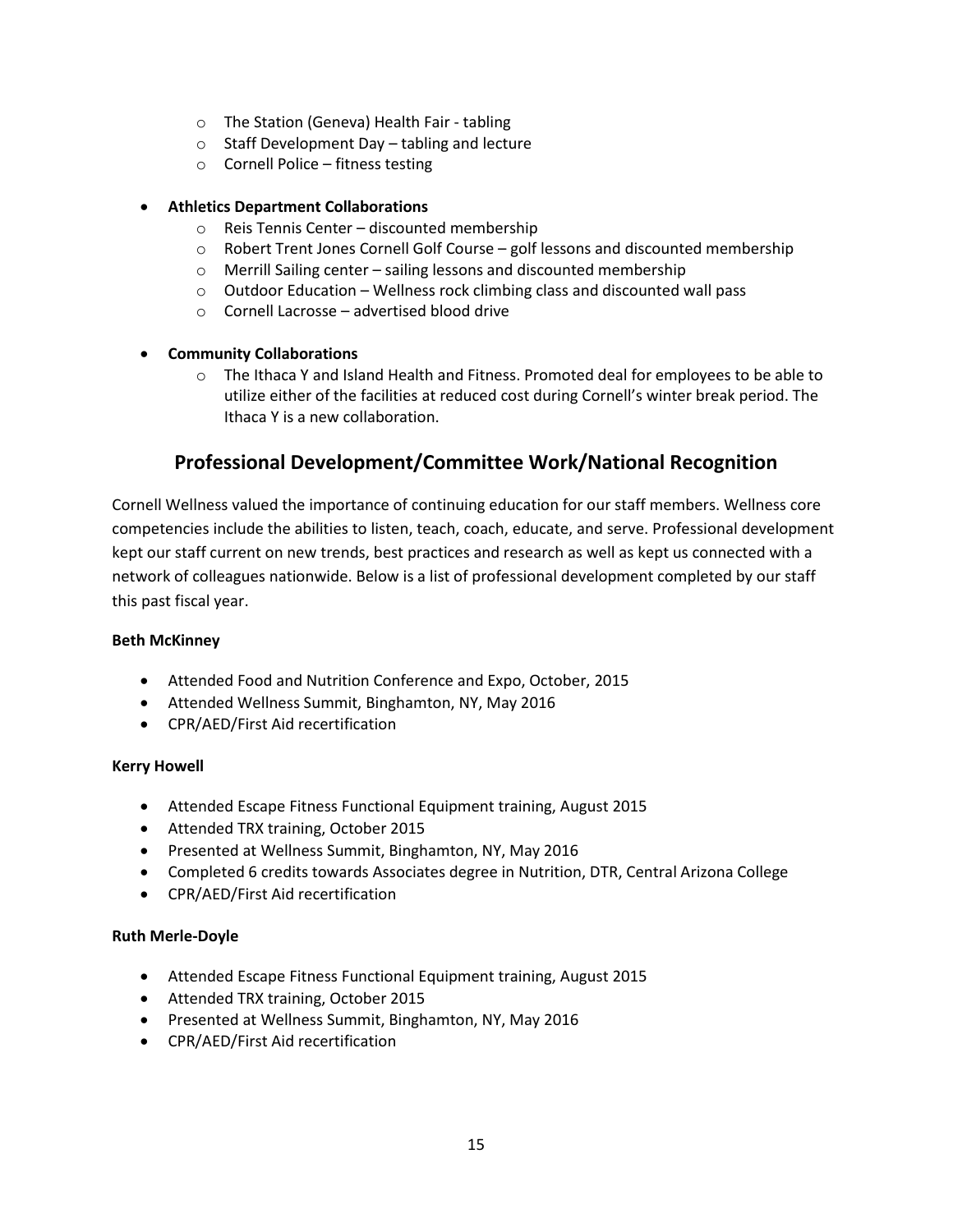- The Station (Geneva) Health Fair - tabling
  - Staff Development Day – tabling and lecture
  - Cornell Police – fitness testing

- **Athletics Department Collaborations**
  - Reis Tennis Center – discounted membership
  - Robert Trent Jones Cornell Golf Course – golf lessons and discounted membership
  - Merrill Sailing center – sailing lessons and discounted membership
  - Outdoor Education – Wellness rock climbing class and discounted wall pass
  - Cornell Lacrosse – advertised blood drive

- **Community Collaborations**
  - The Ithaca Y and Island Health and Fitness. Promoted deal for employees to be able to utilize either of the facilities at reduced cost during Cornell's winter break period. The Ithaca Y is a new collaboration.

## Professional Development/Committee Work/National Recognition

Cornell Wellness valued the importance of continuing education for our staff members. Wellness core competencies include the abilities to listen, teach, coach, educate, and serve. Professional development kept our staff current on new trends, best practices and research as well as kept us connected with a network of colleagues nationwide. Below is a list of professional development completed by our staff this past fiscal year.

**Beth McKinney**

- Attended Food and Nutrition Conference and Expo, October, 2015
- Attended Wellness Summit, Binghamton, NY, May 2016
- CPR/AED/First Aid recertification

**Kerry Howell**

- Attended Escape Fitness Functional Equipment training, August 2015
- Attended TRX training, October 2015
- Presented at Wellness Summit, Binghamton, NY, May 2016
- Completed 6 credits towards Associates degree in Nutrition, DTR, Central Arizona College
- CPR/AED/First Aid recertification

**Ruth Merle-Doyle**

- Attended Escape Fitness Functional Equipment training, August 2015
- Attended TRX training, October 2015
- Presented at Wellness Summit, Binghamton, NY, May 2016
- CPR/AED/First Aid recertification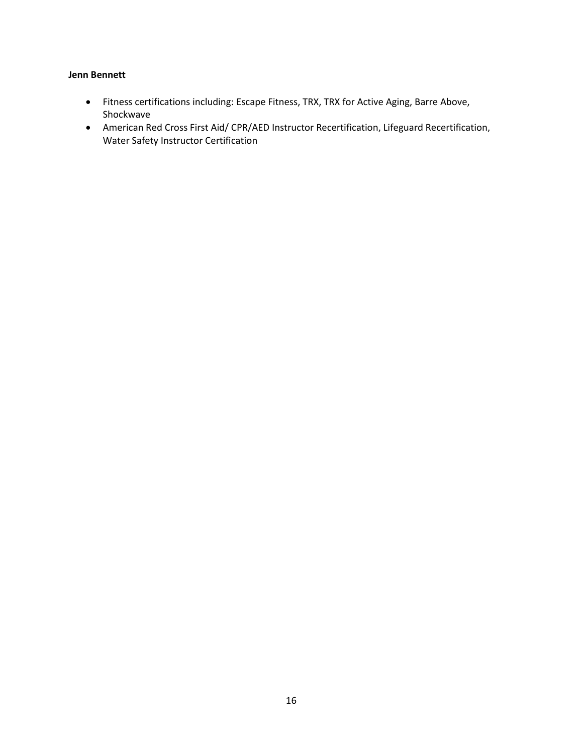**Jenn Bennett**

- Fitness certifications including: Escape Fitness, TRX, TRX for Active Aging, Barre Above, Shockwave
- American Red Cross First Aid/ CPR/AED Instructor Recertification, Lifeguard Recertification, Water Safety Instructor Certification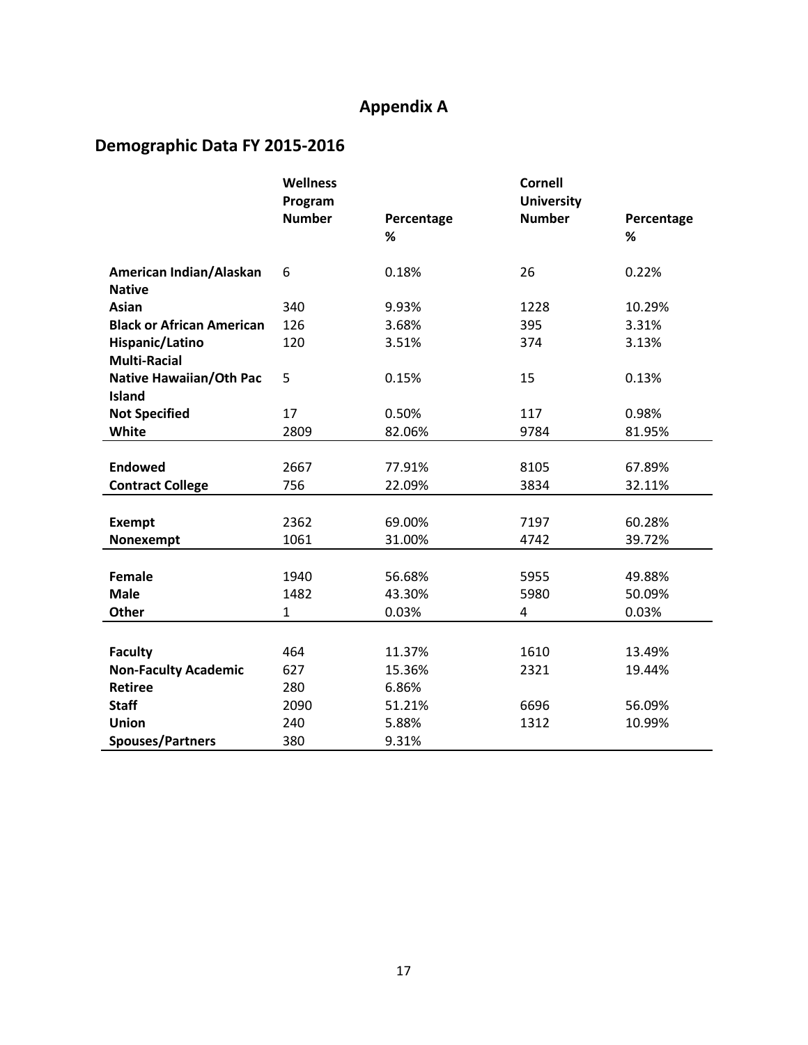# Appendix A

## Demographic Data FY 2015-2016

| | Wellness Program Number | Percentage % | Cornell University Number | Percentage % |
|---|---|---|---|---|
| **American Indian/Alaskan Native** | 6 | 0.18% | 26 | 0.22% |
| **Asian** | 340 | 9.93% | 1228 | 10.29% |
| **Black or African American** | 126 | 3.68% | 395 | 3.31% |
| **Hispanic/Latino** | 120 | 3.51% | 374 | 3.13% |
| **Multi-Racial** | | | | |
| **Native Hawaiian/Oth Pac Island** | 5 | 0.15% | 15 | 0.13% |
| **Not Specified** | 17 | 0.50% | 117 | 0.98% |
| **White** | 2809 | 82.06% | 9784 | 81.95% |
| | | | | |
| **Endowed** | 2667 | 77.91% | 8105 | 67.89% |
| **Contract College** | 756 | 22.09% | 3834 | 32.11% |
| | | | | |
| **Exempt** | 2362 | 69.00% | 7197 | 60.28% |
| **Nonexempt** | 1061 | 31.00% | 4742 | 39.72% |
| | | | | |
| **Female** | 1940 | 56.68% | 5955 | 49.88% |
| **Male** | 1482 | 43.30% | 5980 | 50.09% |
| **Other** | 1 | 0.03% | 4 | 0.03% |
| | | | | |
| **Faculty** | 464 | 11.37% | 1610 | 13.49% |
| **Non-Faculty Academic** | 627 | 15.36% | 2321 | 19.44% |
| **Retiree** | 280 | 6.86% | | |
| **Staff** | 2090 | 51.21% | 6696 | 56.09% |
| **Union** | 240 | 5.88% | 1312 | 10.99% |
| **Spouses/Partners** | 380 | 9.31% | | |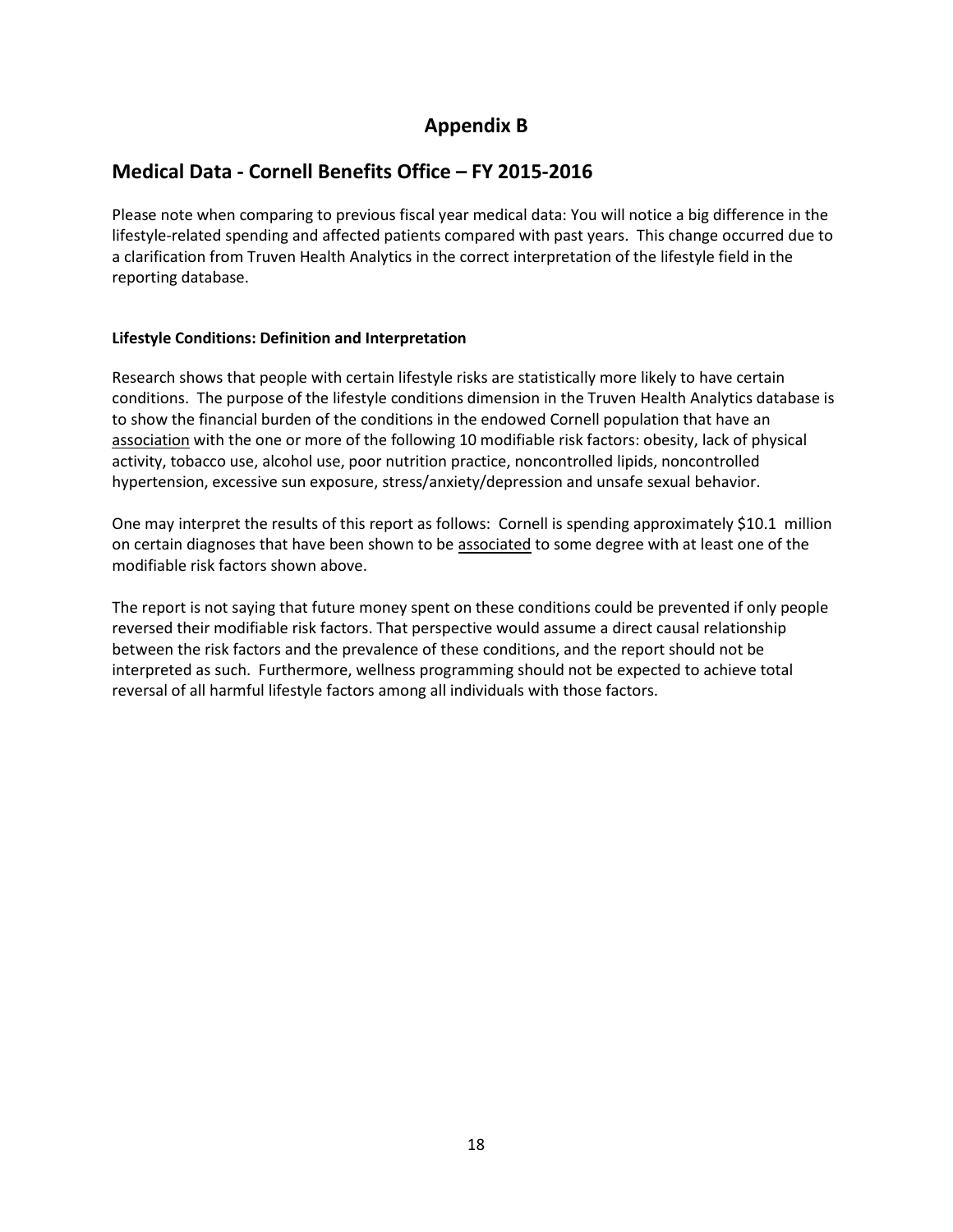# Appendix B

## Medical Data - Cornell Benefits Office – FY 2015-2016

Please note when comparing to previous fiscal year medical data: You will notice a big difference in the lifestyle-related spending and affected patients compared with past years. This change occurred due to a clarification from Truven Health Analytics in the correct interpretation of the lifestyle field in the reporting database.

**Lifestyle Conditions: Definition and Interpretation**

Research shows that people with certain lifestyle risks are statistically more likely to have certain conditions. The purpose of the lifestyle conditions dimension in the Truven Health Analytics database is to show the financial burden of the conditions in the endowed Cornell population that have an association with the one or more of the following 10 modifiable risk factors: obesity, lack of physical activity, tobacco use, alcohol use, poor nutrition practice, noncontrolled lipids, noncontrolled hypertension, excessive sun exposure, stress/anxiety/depression and unsafe sexual behavior.

One may interpret the results of this report as follows: Cornell is spending approximately $10.1 million on certain diagnoses that have been shown to be associated to some degree with at least one of the modifiable risk factors shown above.

The report is not saying that future money spent on these conditions could be prevented if only people reversed their modifiable risk factors. That perspective would assume a direct causal relationship between the risk factors and the prevalence of these conditions, and the report should not be interpreted as such. Furthermore, wellness programming should not be expected to achieve total reversal of all harmful lifestyle factors among all individuals with those factors.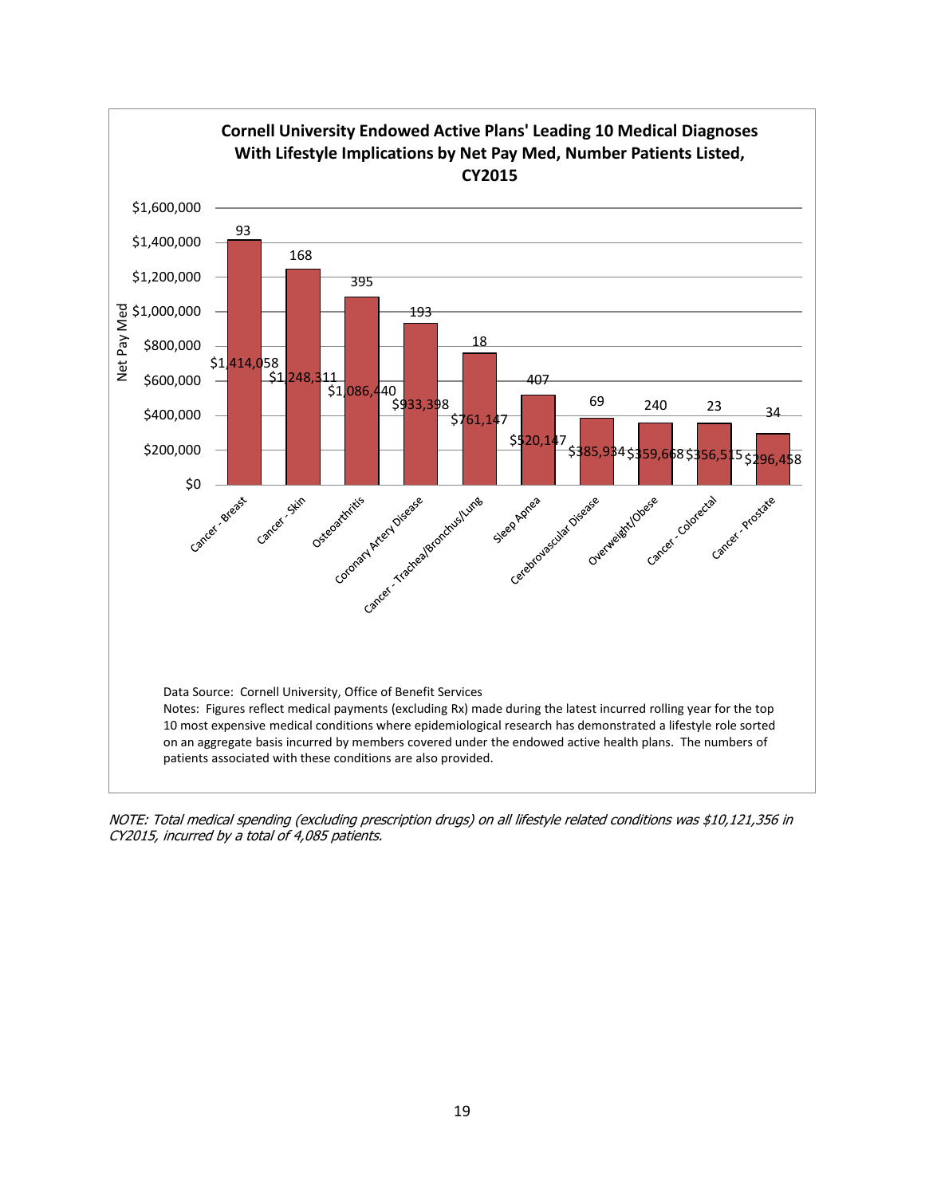**Cornell University Endowed Active Plans' Leading 10 Medical Diagnoses With Lifestyle Implications by Net Pay Med, Number Patients Listed, CY2015**

| Diagnosis | Net Pay Med | Number of Patients |
|---|---|---|
| Cancer - Breast | $1,414,058 | 93 |
| Cancer - Skin | $1,248,311 | 168 |
| Osteoarthritis | $1,086,440 | 395 |
| Coronary Artery Disease | $933,398 | 193 |
| Cancer - Trachea/Bronchus/Lung | $761,147 | 18 |
| Sleep Apnea | $520,147 | 407 |
| Cerebrovascular Disease | $385,934 | 69 |
| Overweight/Obese | $359,668 | 240 |
| Cancer - Colorectal | $356,515 | 23 |
| Cancer - Prostate | $296,458 | 34 |

Data Source: Cornell University, Office of Benefit Services

Notes: Figures reflect medical payments (excluding Rx) made during the latest incurred rolling year for the top 10 most expensive medical conditions where epidemiological research has demonstrated a lifestyle role sorted on an aggregate basis incurred by members covered under the endowed active health plans. The numbers of patients associated with these conditions are also provided.

*NOTE: Total medical spending (excluding prescription drugs) on all lifestyle related conditions was $10,121,356 in CY2015, incurred by a total of 4,085 patients.*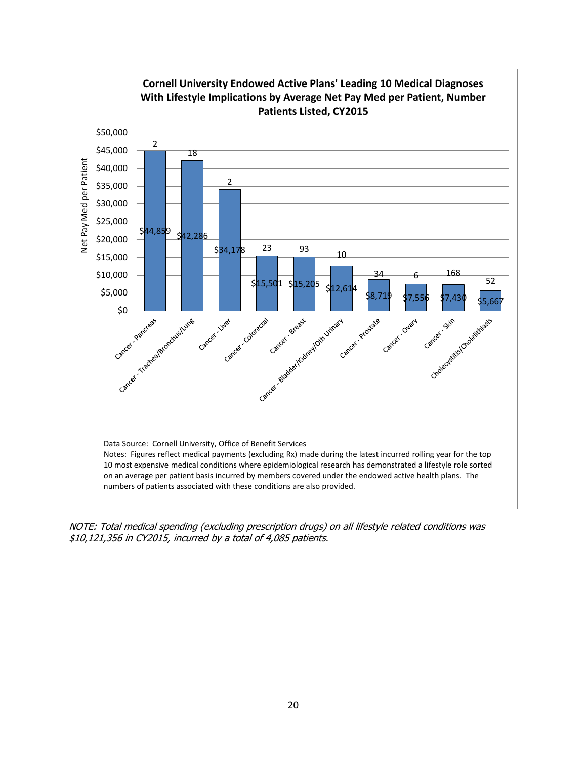**Cornell University Endowed Active Plants' Leading 10 Medical Diagnoses With Lifestyle Implications by Average Net Pay Med per Patient, Number Patients Listed, CY2015**

| Diagnosis | Net Pay Med per Patient | Number of Patients |
|---|---|---|
| Cancer - Pancreas | $44,859 | 2 |
| Cancer - Trachea/Bronchus/Lung | $42,286 | 18 |
| Cancer - Liver | $34,178 | 2 |
| Cancer - Colorectal | $15,501 | 23 |
| Cancer - Breast | $15,205 | 93 |
| Cancer - Bladder/Kidney/Oth Urinary | $12,614 | 10 |
| Cancer - Prostate | $8,719 | 34 |
| Cancer - Ovary | $7,556 | 6 |
| Cancer - Skin | $7,430 | 168 |
| Cholecystitis/Cholelithiasis | $5,667 | 52 |

Data Source: Cornell University, Office of Benefit Services

Notes: Figures reflect medical payments (excluding Rx) made during the latest incurred rolling year for the top 10 most expensive medical conditions where epidemiological research has demonstrated a lifestyle role sorted on an average per patient basis incurred by members covered under the endowed active health plans. The numbers of patients associated with these conditions are also provided.

*NOTE: Total medical spending (excluding prescription drugs) on all lifestyle related conditions was $10,121,356 in CY2015, incurred by a total of 4,085 patients.*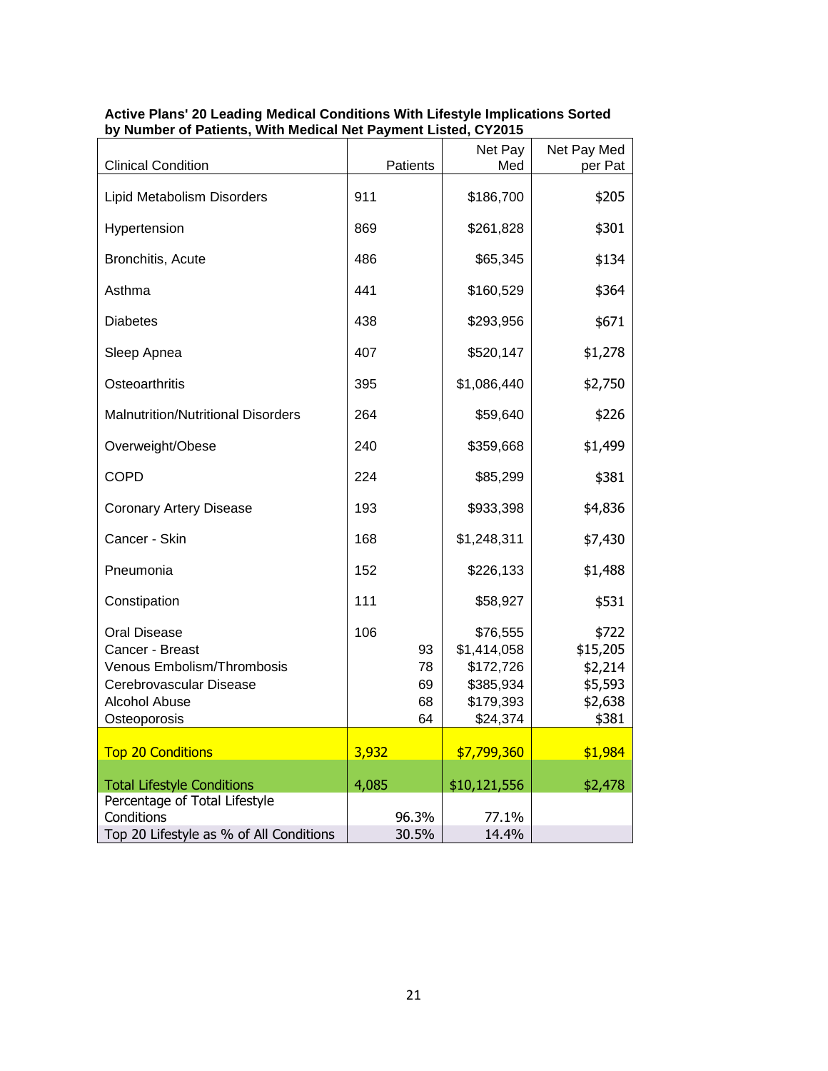**Active Plans' 20 Leading Medical Conditions With Lifestyle Implications Sorted by Number of Patients, With Medical Net Payment Listed, CY2015**

| Clinical Condition | Patients | Net Pay Med | Net Pay Med per Pat |
|---|---|---|---|
| Lipid Metabolism Disorders | 911 | $186,700 | $205 |
| Hypertension | 869 | $261,828 | $301 |
| Bronchitis, Acute | 486 | $65,345 | $134 |
| Asthma | 441 | $160,529 | $364 |
| Diabetes | 438 | $293,956 | $671 |
| Sleep Apnea | 407 | $520,147 | $1,278 |
| Osteoarthritis | 395 | $1,086,440 | $2,750 |
| Malnutrition/Nutritional Disorders | 264 | $59,640 | $226 |
| Overweight/Obese | 240 | $359,668 | $1,499 |
| COPD | 224 | $85,299 | $381 |
| Coronary Artery Disease | 193 | $933,398 | $4,836 |
| Cancer - Skin | 168 | $1,248,311 | $7,430 |
| Pneumonia | 152 | $226,133 | $1,488 |
| Constipation | 111 | $58,927 | $531 |
| Oral Disease | 106 | $76,555 | $722 |
| Cancer - Breast | 93 | $1,414,058 | $15,205 |
| Venous Embolism/Thrombosis | 78 | $172,726 | $2,214 |
| Cerebrovascular Disease | 69 | $385,934 | $5,593 |
| Alcohol Abuse | 68 | $179,393 | $2,638 |
| Osteoporosis | 64 | $24,374 | $381 |
| Top 20 Conditions | 3,932 | $7,799,360 | $1,984 |
| Total Lifestyle Conditions | 4,085 | $10,121,556 | $2,478 |
| Percentage of Total Lifestyle Conditions | 96.3% | 77.1% | |
| Top 20 Lifestyle as % of All Conditions | 30.5% | 14.4% | |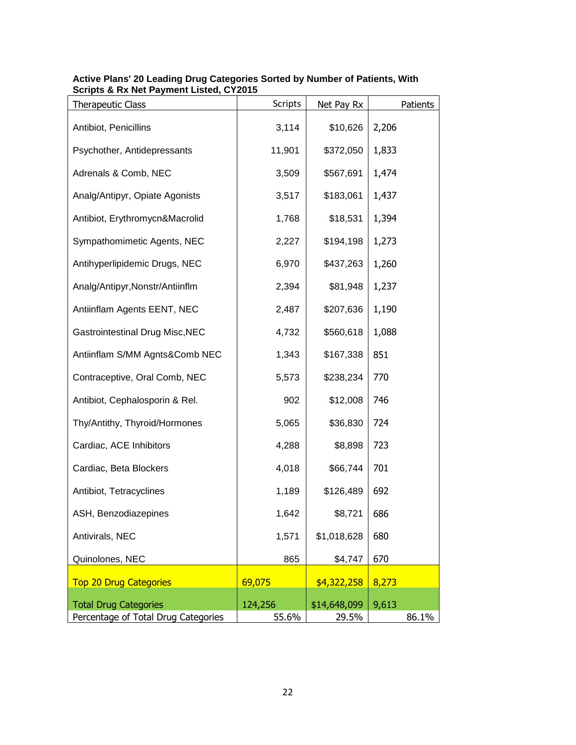**Active Plans' 20 Leading Drug Categories Sorted by Number of Patients, With Scripts & Rx Net Payment Listed, CY2015**

| Therapeutic Class | Scripts | Net Pay Rx | Patients |
|---|---|---|---|
| Antibiot, Penicillins | 3,114 | $10,626 | 2,206 |
| Psychother, Antidepressants | 11,901 | $372,050 | 1,833 |
| Adrenals & Comb, NEC | 3,509 | $567,691 | 1,474 |
| Analg/Antipyr, Opiate Agonists | 3,517 | $183,061 | 1,437 |
| Antibiot, Erythromycn&Macrolid | 1,768 | $18,531 | 1,394 |
| Sympathomimetic Agents, NEC | 2,227 | $194,198 | 1,273 |
| Antihyperlipidemic Drugs, NEC | 6,970 | $437,263 | 1,260 |
| Analg/Antipyr,Nonstr/Antiinflm | 2,394 | $81,948 | 1,237 |
| Antiinflam Agents EENT, NEC | 2,487 | $207,636 | 1,190 |
| Gastrointestinal Drug Misc,NEC | 4,732 | $560,618 | 1,088 |
| Antiinflam S/MM Agnts&Comb NEC | 1,343 | $167,338 | 851 |
| Contraceptive, Oral Comb, NEC | 5,573 | $238,234 | 770 |
| Antibiot, Cephalosporin & Rel. | 902 | $12,008 | 746 |
| Thy/Antithy, Thyroid/Hormones | 5,065 | $36,830 | 724 |
| Cardiac, ACE Inhibitors | 4,288 | $8,898 | 723 |
| Cardiac, Beta Blockers | 4,018 | $66,744 | 701 |
| Antibiot, Tetracyclines | 1,189 | $126,489 | 692 |
| ASH, Benzodiazepines | 1,642 | $8,721 | 686 |
| Antivirals, NEC | 1,571 | $1,018,628 | 680 |
| Quinolones, NEC | 865 | $4,747 | 670 |
| Top 20 Drug Categories | 69,075 | $4,322,258 | 8,273 |
| Total Drug Categories | 124,256 | $14,648,099 | 9,613 |
| Percentage of Total Drug Categories | 55.6% | 29.5% | 86.1% |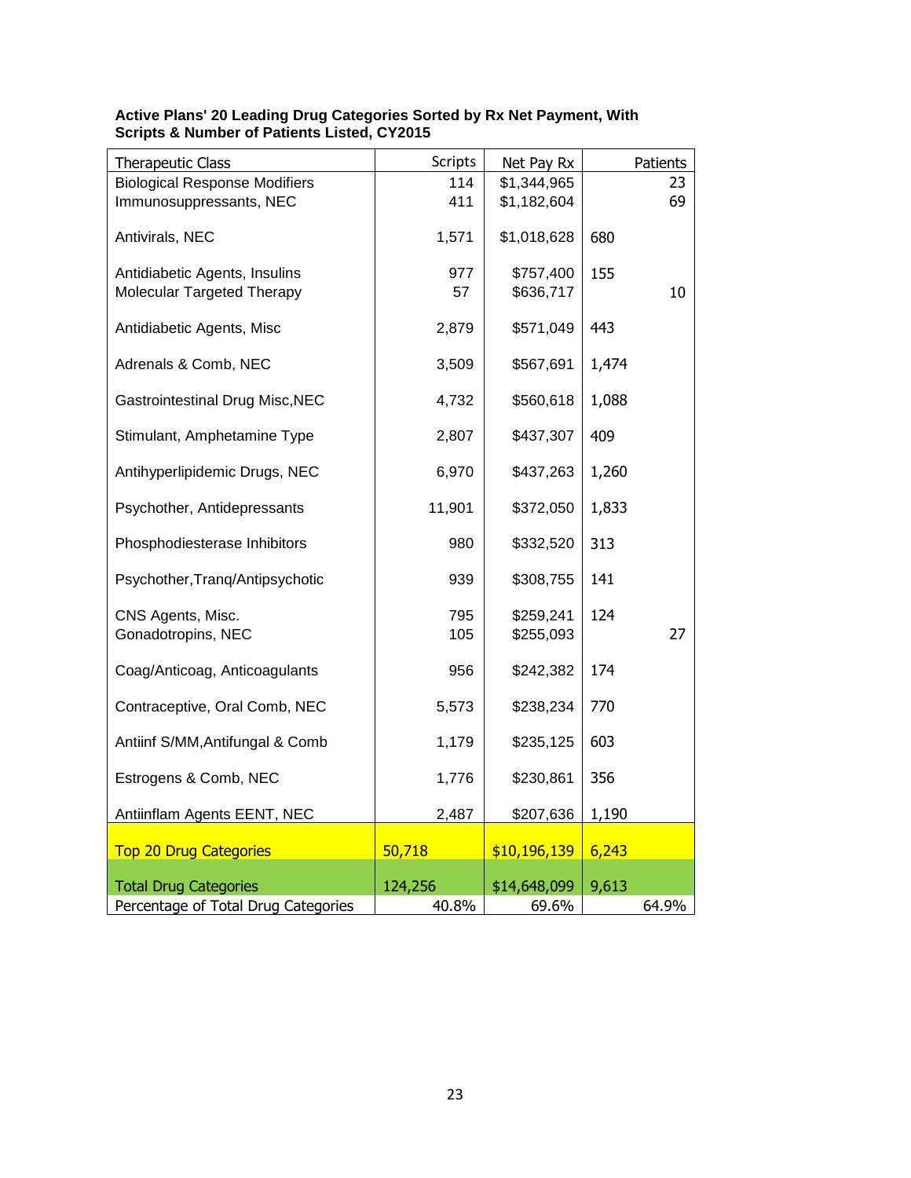**Active Plans' 20 Leading Drug Categories Sorted by Rx Net Payment, With Scripts & Number of Patients Listed, CY2015**

| Therapeutic Class | Scripts | Net Pay Rx | Patients |
|---|---|---|---|
| Biological Response Modifiers | 114 | $1,344,965 | 23 |
| Immunosuppressants, NEC | 411 | $1,182,604 | 69 |
| Antivirals, NEC | 1,571 | $1,018,628 | 680 |
| Antidiabetic Agents, Insulins | 977 | $757,400 | 155 |
| Molecular Targeted Therapy | 57 | $636,717 | 10 |
| Antidiabetic Agents, Misc | 2,879 | $571,049 | 443 |
| Adrenals & Comb, NEC | 3,509 | $567,691 | 1,474 |
| Gastrointestinal Drug Misc,NEC | 4,732 | $560,618 | 1,088 |
| Stimulant, Amphetamine Type | 2,807 | $437,307 | 409 |
| Antihyperlipidemic Drugs, NEC | 6,970 | $437,263 | 1,260 |
| Psychother, Antidepressants | 11,901 | $372,050 | 1,833 |
| Phosphodiesterase Inhibitors | 980 | $332,520 | 313 |
| Psychother,Tranq/Antipsychotic | 939 | $308,755 | 141 |
| CNS Agents, Misc. | 795 | $259,241 | 124 |
| Gonadotropins, NEC | 105 | $255,093 | 27 |
| Coag/Anticoag, Anticoagulants | 956 | $242,382 | 174 |
| Contraceptive, Oral Comb, NEC | 5,573 | $238,234 | 770 |
| Antiinf S/MM,Antifungal & Comb | 1,179 | $235,125 | 603 |
| Estrogens & Comb, NEC | 1,776 | $230,861 | 356 |
| Antiinflam Agents EENT, NEC | 2,487 | $207,636 | 1,190 |
| Top 20 Drug Categories | 50,718 | $10,196,139 | 6,243 |
| Total Drug Categories | 124,256 | $14,648,099 | 9,613 |
| Percentage of Total Drug Categories | 40.8% | 69.6% | 64.9% |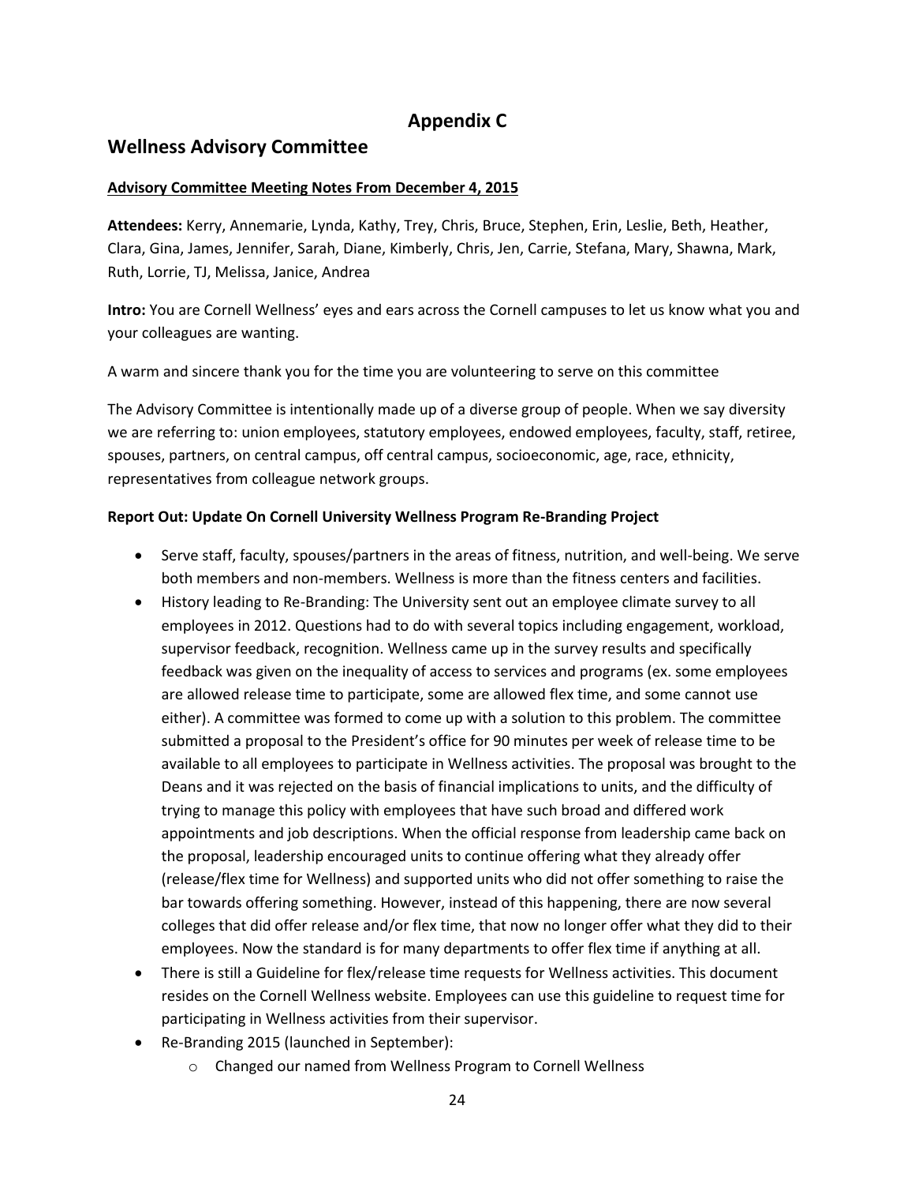# Appendix C

## Wellness Advisory Committee

**Advisory Committee Meeting Notes From December 4, 2015**

**Attendees:** Kerry, Annemarie, Lynda, Kathy, Trey, Chris, Bruce, Stephen, Erin, Leslie, Beth, Heather, Clara, Gina, James, Jennifer, Sarah, Diane, Kimberly, Chris, Jen, Carrie, Stefana, Mary, Shawna, Mark, Ruth, Lorrie, TJ, Melissa, Janice, Andrea

**Intro:** You are Cornell Wellness' eyes and ears across the Cornell campuses to let us know what you and your colleagues are wanting.

A warm and sincere thank you for the time you are volunteering to serve on this committee

The Advisory Committee is intentionally made up of a diverse group of people. When we say diversity we are referring to: union employees, statutory employees, endowed employees, faculty, staff, retiree, spouses, partners, on central campus, off central campus, socioeconomic, age, race, ethnicity, representatives from colleague network groups.

**Report Out: Update On Cornell University Wellness Program Re-Branding Project**

- Serve staff, faculty, spouses/partners in the areas of fitness, nutrition, and well-being. We serve both members and non-members. Wellness is more than the fitness centers and facilities.
- History leading to Re-Branding: The University sent out an employee climate survey to all employees in 2012. Questions had to do with several topics including engagement, workload, supervisor feedback, recognition. Wellness came up in the survey results and specifically feedback was given on the inequality of access to services and programs (ex. some employees are allowed release time to participate, some are allowed flex time, and some cannot use either). A committee was formed to come up with a solution to this problem. The committee submitted a proposal to the President's office for 90 minutes per week of release time to be available to all employees to participate in Wellness activities. The proposal was brought to the Deans and it was rejected on the basis of financial implications to units, and the difficulty of trying to manage this policy with employees that have such broad and differed work appointments and job descriptions. When the official response from leadership came back on the proposal, leadership encouraged units to continue offering what they already offer (release/flex time for Wellness) and supported units who did not offer something to raise the bar towards offering something. However, instead of this happening, there are now several colleges that did offer release and/or flex time, that now no longer offer what they did to their employees. Now the standard is for many departments to offer flex time if anything at all.
- There is still a Guideline for flex/release time requests for Wellness activities. This document resides on the Cornell Wellness website. Employees can use this guideline to request time for participating in Wellness activities from their supervisor.
- Re-Branding 2015 (launched in September):
    - Changed our named from Wellness Program to Cornell Wellness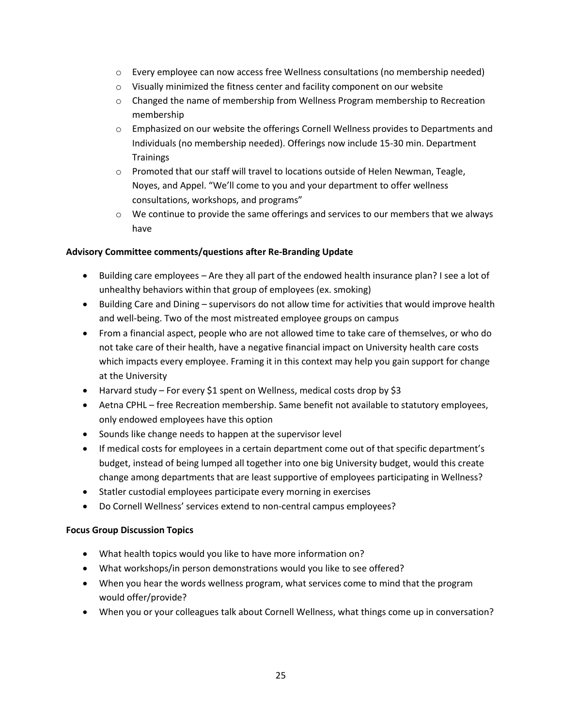- Every employee can now access free Wellness consultations (no membership needed)
- Visually minimized the fitness center and facility component on our website
- Changed the name of membership from Wellness Program membership to Recreation membership
- Emphasized on our website the offerings Cornell Wellness provides to Departments and Individuals (no membership needed). Offerings now include 15-30 min. Department Trainings
- Promoted that our staff will travel to locations outside of Helen Newman, Teagle, Noyes, and Appel. "We'll come to you and your department to offer wellness consultations, workshops, and programs"
- We continue to provide the same offerings and services to our members that we always have

**Advisory Committee comments/questions after Re-Branding Update**

- Building care employees – Are they all part of the endowed health insurance plan? I see a lot of unhealthy behaviors within that group of employees (ex. smoking)
- Building Care and Dining – supervisors do not allow time for activities that would improve health and well-being. Two of the most mistreated employee groups on campus
- From a financial aspect, people who are not allowed time to take care of themselves, or who do not take care of their health, have a negative financial impact on University health care costs which impacts every employee. Framing it in this context may help you gain support for change at the University
- Harvard study – For every $1 spent on Wellness, medical costs drop by $3
- Aetna CPHL – free Recreation membership. Same benefit not available to statutory employees, only endowed employees have this option
- Sounds like change needs to happen at the supervisor level
- If medical costs for employees in a certain department come out of that specific department's budget, instead of being lumped all together into one big University budget, would this create change among departments that are least supportive of employees participating in Wellness?
- Statler custodial employees participate every morning in exercises
- Do Cornell Wellness' services extend to non-central campus employees?

**Focus Group Discussion Topics**

- What health topics would you like to have more information on?
- What workshops/in person demonstrations would you like to see offered?
- When you hear the words wellness program, what services come to mind that the program would offer/provide?
- When you or your colleagues talk about Cornell Wellness, what things come up in conversation?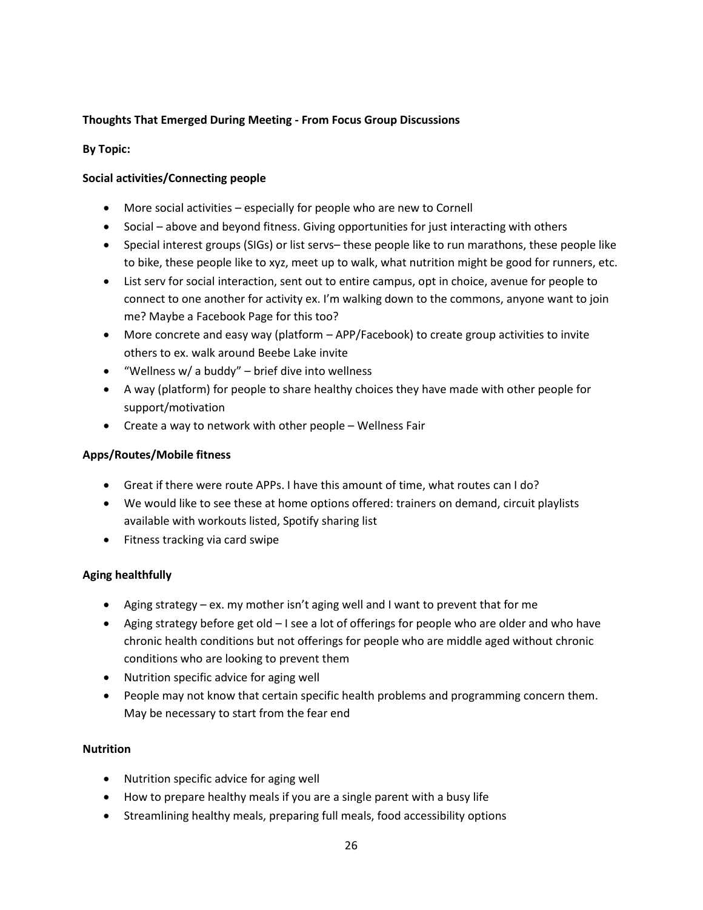**Thoughts That Emerged During Meeting - From Focus Group Discussions**

**By Topic:**

**Social activities/Connecting people**

- More social activities – especially for people who are new to Cornell
- Social – above and beyond fitness. Giving opportunities for just interacting with others
- Special interest groups (SIGs) or list servs– these people like to run marathons, these people like to bike, these people like to xyz, meet up to walk, what nutrition might be good for runners, etc.
- List serv for social interaction, sent out to entire campus, opt in choice, avenue for people to connect to one another for activity ex. I'm walking down to the commons, anyone want to join me? Maybe a Facebook Page for this too?
- More concrete and easy way (platform – APP/Facebook) to create group activities to invite others to ex. walk around Beebe Lake invite
- "Wellness w/ a buddy" – brief dive into wellness
- A way (platform) for people to share healthy choices they have made with other people for support/motivation
- Create a way to network with other people – Wellness Fair

**Apps/Routes/Mobile fitness**

- Great if there were route APPs. I have this amount of time, what routes can I do?
- We would like to see these at home options offered: trainers on demand, circuit playlists available with workouts listed, Spotify sharing list
- Fitness tracking via card swipe

**Aging healthfully**

- Aging strategy – ex. my mother isn't aging well and I want to prevent that for me
- Aging strategy before get old – I see a lot of offerings for people who are older and who have chronic health conditions but not offerings for people who are middle aged without chronic conditions who are looking to prevent them
- Nutrition specific advice for aging well
- People may not know that certain specific health problems and programming concern them. May be necessary to start from the fear end

**Nutrition**

- Nutrition specific advice for aging well
- How to prepare healthy meals if you are a single parent with a busy life
- Streamlining healthy meals, preparing full meals, food accessibility options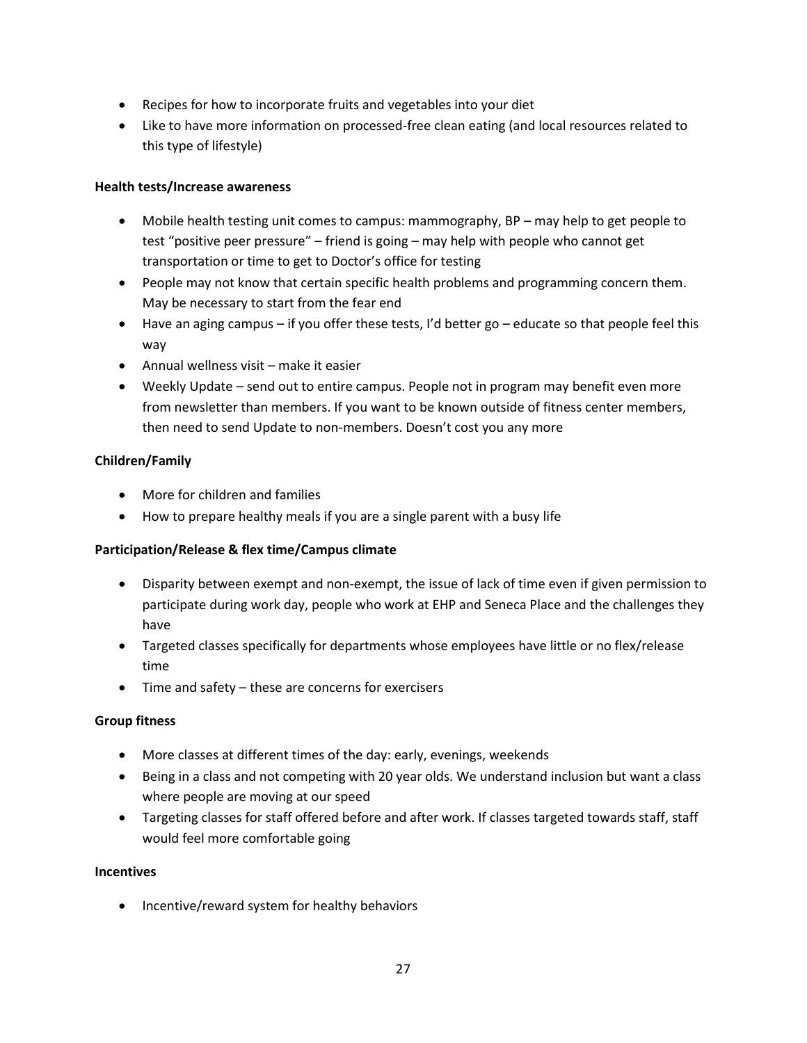- Recipes for how to incorporate fruits and vegetables into your diet
- Like to have more information on processed-free clean eating (and local resources related to this type of lifestyle)

**Health tests/Increase awareness**

- Mobile health testing unit comes to campus: mammography, BP – may help to get people to test "positive peer pressure" – friend is going – may help with people who cannot get transportation or time to get to Doctor's office for testing
- People may not know that certain specific health problems and programming concern them. May be necessary to start from the fear end
- Have an aging campus – if you offer these tests, I'd better go – educate so that people feel this way
- Annual wellness visit – make it easier
- Weekly Update – send out to entire campus. People not in program may benefit even more from newsletter than members. If you want to be known outside of fitness center members, then need to send Update to non-members. Doesn't cost you any more

**Children/Family**

- More for children and families
- How to prepare healthy meals if you are a single parent with a busy life

**Participation/Release & flex time/Campus climate**

- Disparity between exempt and non-exempt, the issue of lack of time even if given permission to participate during work day, people who work at EHP and Seneca Place and the challenges they have
- Targeted classes specifically for departments whose employees have little or no flex/release time
- Time and safety – these are concerns for exercisers

**Group fitness**

- More classes at different times of the day: early, evenings, weekends
- Being in a class and not competing with 20 year olds. We understand inclusion but want a class where people are moving at our speed
- Targeting classes for staff offered before and after work. If classes targeted towards staff, staff would feel more comfortable going

**Incentives**

- Incentive/reward system for healthy behaviors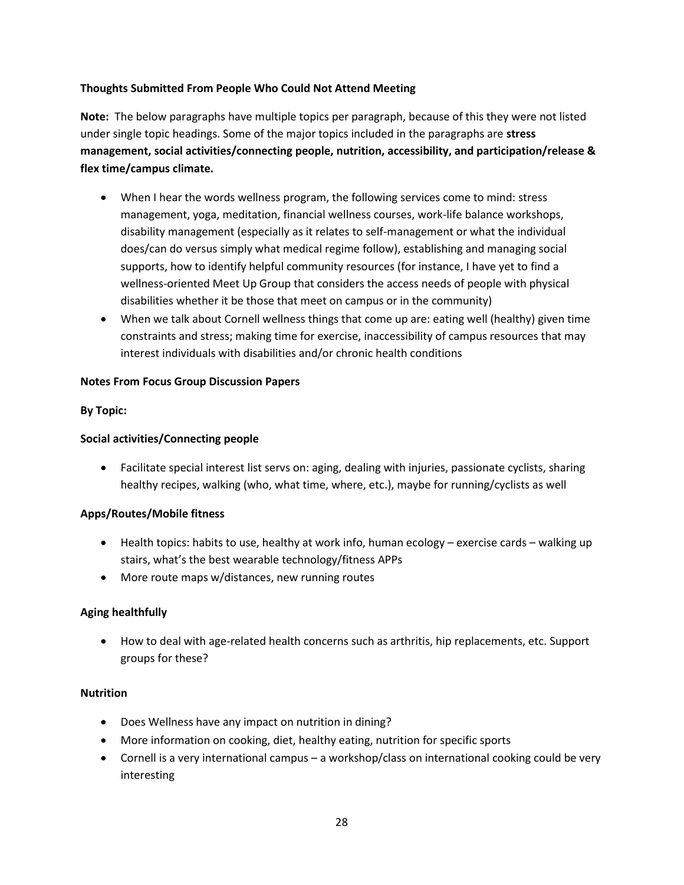**Thoughts Submitted From People Who Could Not Attend Meeting**

**Note:** The below paragraphs have multiple topics per paragraph, because of this they were not listed under single topic headings. Some of the major topics included in the paragraphs are **stress management, social activities/connecting people, nutrition, accessibility, and participation/release & flex time/campus climate.**

- When I hear the words wellness program, the following services come to mind: stress management, yoga, meditation, financial wellness courses, work-life balance workshops, disability management (especially as it relates to self-management or what the individual does/can do versus simply what medical regime follow), establishing and managing social supports, how to identify helpful community resources (for instance, I have yet to find a wellness-oriented Meet Up Group that considers the access needs of people with physical disabilities whether it be those that meet on campus or in the community)
- When we talk about Cornell wellness things that come up are: eating well (healthy) given time constraints and stress; making time for exercise, inaccessibility of campus resources that may interest individuals with disabilities and/or chronic health conditions

**Notes From Focus Group Discussion Papers**

**By Topic:**

**Social activities/Connecting people**

- Facilitate special interest list servs on: aging, dealing with injuries, passionate cyclists, sharing healthy recipes, walking (who, what time, where, etc.), maybe for running/cyclists as well

**Apps/Routes/Mobile fitness**

- Health topics: habits to use, healthy at work info, human ecology – exercise cards – walking up stairs, what's the best wearable technology/fitness APPs
- More route maps w/distances, new running routes

**Aging healthfully**

- How to deal with age-related health concerns such as arthritis, hip replacements, etc. Support groups for these?

**Nutrition**

- Does Wellness have any impact on nutrition in dining?
- More information on cooking, diet, healthy eating, nutrition for specific sports
- Cornell is a very international campus – a workshop/class on international cooking could be very interesting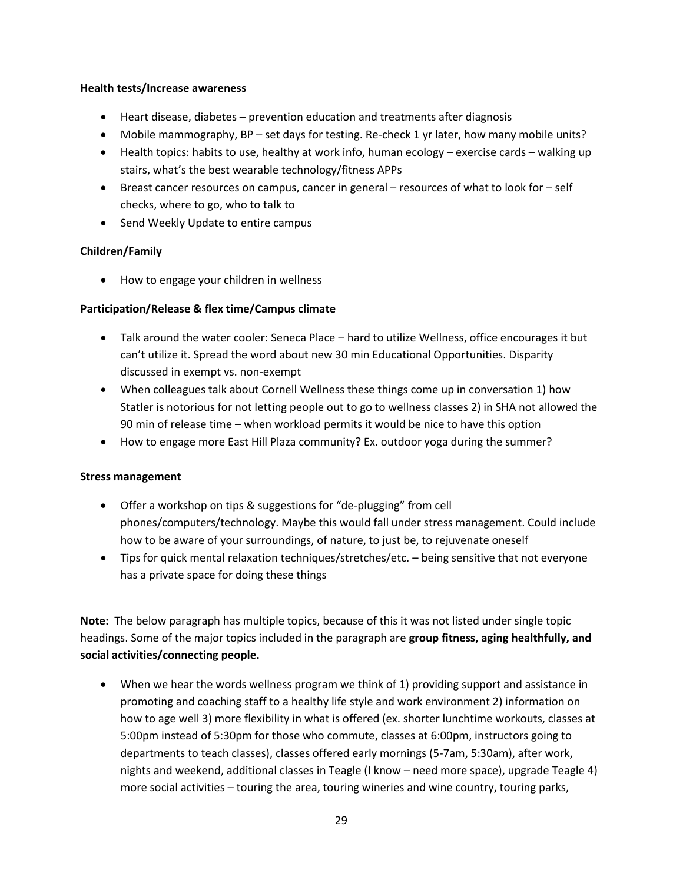**Health tests/Increase awareness**

- Heart disease, diabetes – prevention education and treatments after diagnosis
- Mobile mammography, BP – set days for testing. Re-check 1 yr later, how many mobile units?
- Health topics: habits to use, healthy at work info, human ecology – exercise cards – walking up stairs, what's the best wearable technology/fitness APPs
- Breast cancer resources on campus, cancer in general – resources of what to look for – self checks, where to go, who to talk to
- Send Weekly Update to entire campus

**Children/Family**

- How to engage your children in wellness

**Participation/Release & flex time/Campus climate**

- Talk around the water cooler: Seneca Place – hard to utilize Wellness, office encourages it but can't utilize it. Spread the word about new 30 min Educational Opportunities. Disparity discussed in exempt vs. non-exempt
- When colleagues talk about Cornell Wellness these things come up in conversation 1) how Statler is notorious for not letting people out to go to wellness classes 2) in SHA not allowed the 90 min of release time – when workload permits it would be nice to have this option
- How to engage more East Hill Plaza community? Ex. outdoor yoga during the summer?

**Stress management**

- Offer a workshop on tips & suggestions for "de-plugging" from cell phones/computers/technology. Maybe this would fall under stress management. Could include how to be aware of your surroundings, of nature, to just be, to rejuvenate oneself
- Tips for quick mental relaxation techniques/stretches/etc. – being sensitive that not everyone has a private space for doing these things

**Note:** The below paragraph has multiple topics, because of this it was not listed under single topic headings. Some of the major topics included in the paragraph are **group fitness, aging healthfully, and social activities/connecting people.**

- When we hear the words wellness program we think of 1) providing support and assistance in promoting and coaching staff to a healthy life style and work environment 2) information on how to age well 3) more flexibility in what is offered (ex. shorter lunchtime workouts, classes at 5:00pm instead of 5:30pm for those who commute, classes at 6:00pm, instructors going to departments to teach classes), classes offered early mornings (5-7am, 5:30am), after work, nights and weekend, additional classes in Teagle (I know – need more space), upgrade Teagle 4) more social activities – touring the area, touring wineries and wine country, touring parks,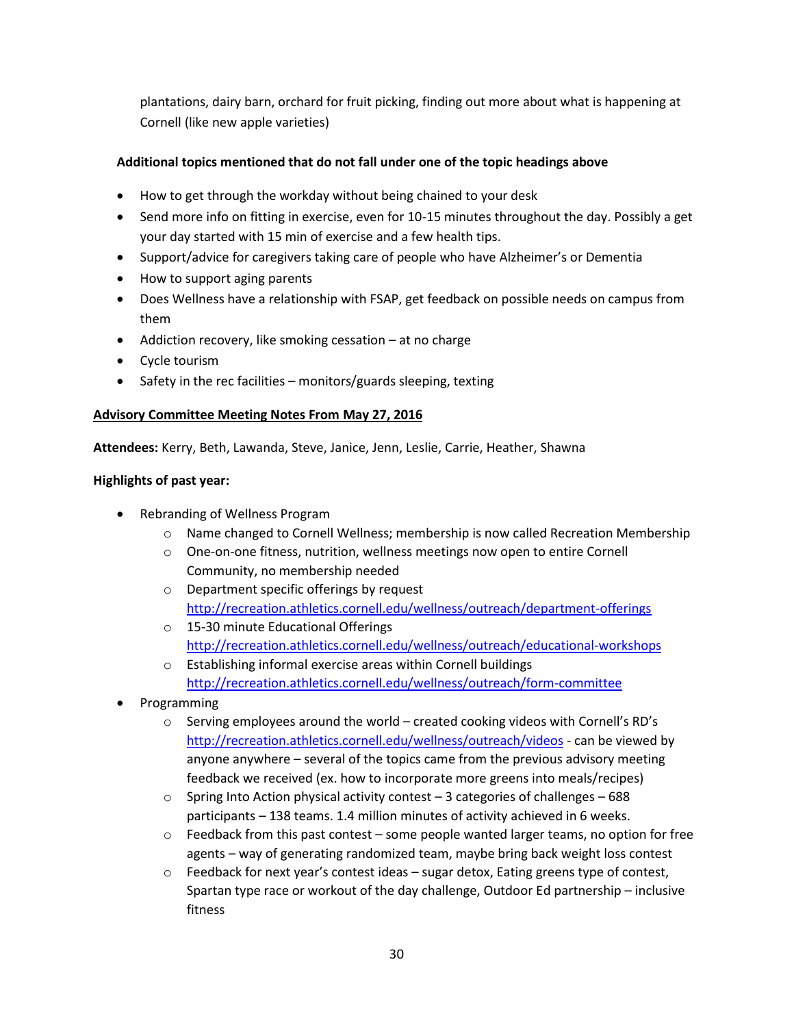plantations, dairy barn, orchard for fruit picking, finding out more about what is happening at Cornell (like new apple varieties)

**Additional topics mentioned that do not fall under one of the topic headings above**

- How to get through the workday without being chained to your desk
- Send more info on fitting in exercise, even for 10-15 minutes throughout the day. Possibly a get your day started with 15 min of exercise and a few health tips.
- Support/advice for caregivers taking care of people who have Alzheimer's or Dementia
- How to support aging parents
- Does Wellness have a relationship with FSAP, get feedback on possible needs on campus from them
- Addiction recovery, like smoking cessation – at no charge
- Cycle tourism
- Safety in the rec facilities – monitors/guards sleeping, texting

**<u>Advisory Committee Meeting Notes From May 27, 2016</u>**

**Attendees:** Kerry, Beth, Lawanda, Steve, Janice, Jenn, Leslie, Carrie, Heather, Shawna

**Highlights of past year:**

- Rebranding of Wellness Program
  - Name changed to Cornell Wellness; membership is now called Recreation Membership
  - One-on-one fitness, nutrition, wellness meetings now open to entire Cornell Community, no membership needed
  - Department specific offerings by request http://recreation.athletics.cornell.edu/wellness/outreach/department-offerings
  - 15-30 minute Educational Offerings http://recreation.athletics.cornell.edu/wellness/outreach/educational-workshops
  - Establishing informal exercise areas within Cornell buildings http://recreation.athletics.cornell.edu/wellness/outreach/form-committee
- Programming
  - Serving employees around the world – created cooking videos with Cornell's RD's http://recreation.athletics.cornell.edu/wellness/outreach/videos - can be viewed by anyone anywhere – several of the topics came from the previous advisory meeting feedback we received (ex. how to incorporate more greens into meals/recipes)
  - Spring Into Action physical activity contest – 3 categories of challenges – 688 participants – 138 teams. 1.4 million minutes of activity achieved in 6 weeks.
  - Feedback from this past contest – some people wanted larger teams, no option for free agents – way of generating randomized team, maybe bring back weight loss contest
  - Feedback for next year's contest ideas – sugar detox, Eating greens type of contest, Spartan type race or workout of the day challenge, Outdoor Ed partnership – inclusive fitness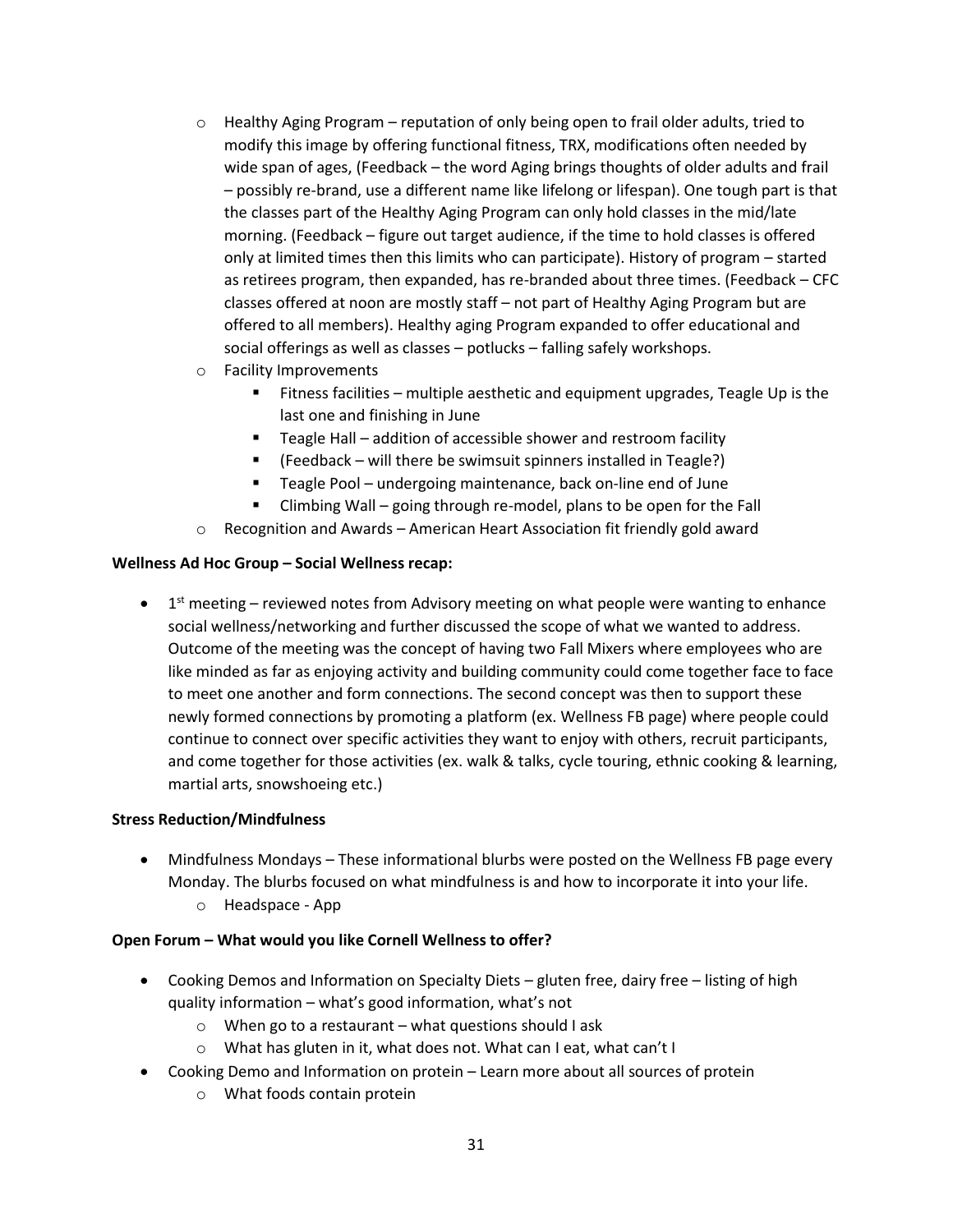- Healthy Aging Program – reputation of only being open to frail older adults, tried to modify this image by offering functional fitness, TRX, modifications often needed by wide span of ages, (Feedback – the word Aging brings thoughts of older adults and frail – possibly re-brand, use a different name like lifelong or lifespan). One tough part is that the classes part of the Healthy Aging Program can only hold classes in the mid/late morning. (Feedback – figure out target audience, if the time to hold classes is offered only at limited times then this limits who can participate). History of program – started as retirees program, then expanded, has re-branded about three times. (Feedback – CFC classes offered at noon are mostly staff – not part of Healthy Aging Program but are offered to all members). Healthy aging Program expanded to offer educational and social offerings as well as classes – potlucks – falling safely workshops.
- Facility Improvements
  - Fitness facilities – multiple aesthetic and equipment upgrades, Teagle Up is the last one and finishing in June
  - Teagle Hall – addition of accessible shower and restroom facility
  - (Feedback – will there be swimsuit spinners installed in Teagle?)
  - Teagle Pool – undergoing maintenance, back on-line end of June
  - Climbing Wall – going through re-model, plans to be open for the Fall
- Recognition and Awards – American Heart Association fit friendly gold award

**Wellness Ad Hoc Group – Social Wellness recap:**

- 1st meeting – reviewed notes from Advisory meeting on what people were wanting to enhance social wellness/networking and further discussed the scope of what we wanted to address. Outcome of the meeting was the concept of having two Fall Mixers where employees who are like minded as far as enjoying activity and building community could come together face to face to meet one another and form connections. The second concept was then to support these newly formed connections by promoting a platform (ex. Wellness FB page) where people could continue to connect over specific activities they want to enjoy with others, recruit participants, and come together for those activities (ex. walk & talks, cycle touring, ethnic cooking & learning, martial arts, snowshoeing etc.)

**Stress Reduction/Mindfulness**

- Mindfulness Mondays – These informational blurbs were posted on the Wellness FB page every Monday. The blurbs focused on what mindfulness is and how to incorporate it into your life.
  - Headspace - App

**Open Forum – What would you like Cornell Wellness to offer?**

- Cooking Demos and Information on Specialty Diets – gluten free, dairy free – listing of high quality information – what's good information, what's not
  - When go to a restaurant – what questions should I ask
  - What has gluten in it, what does not. What can I eat, what can't I
- Cooking Demo and Information on protein – Learn more about all sources of protein
  - What foods contain protein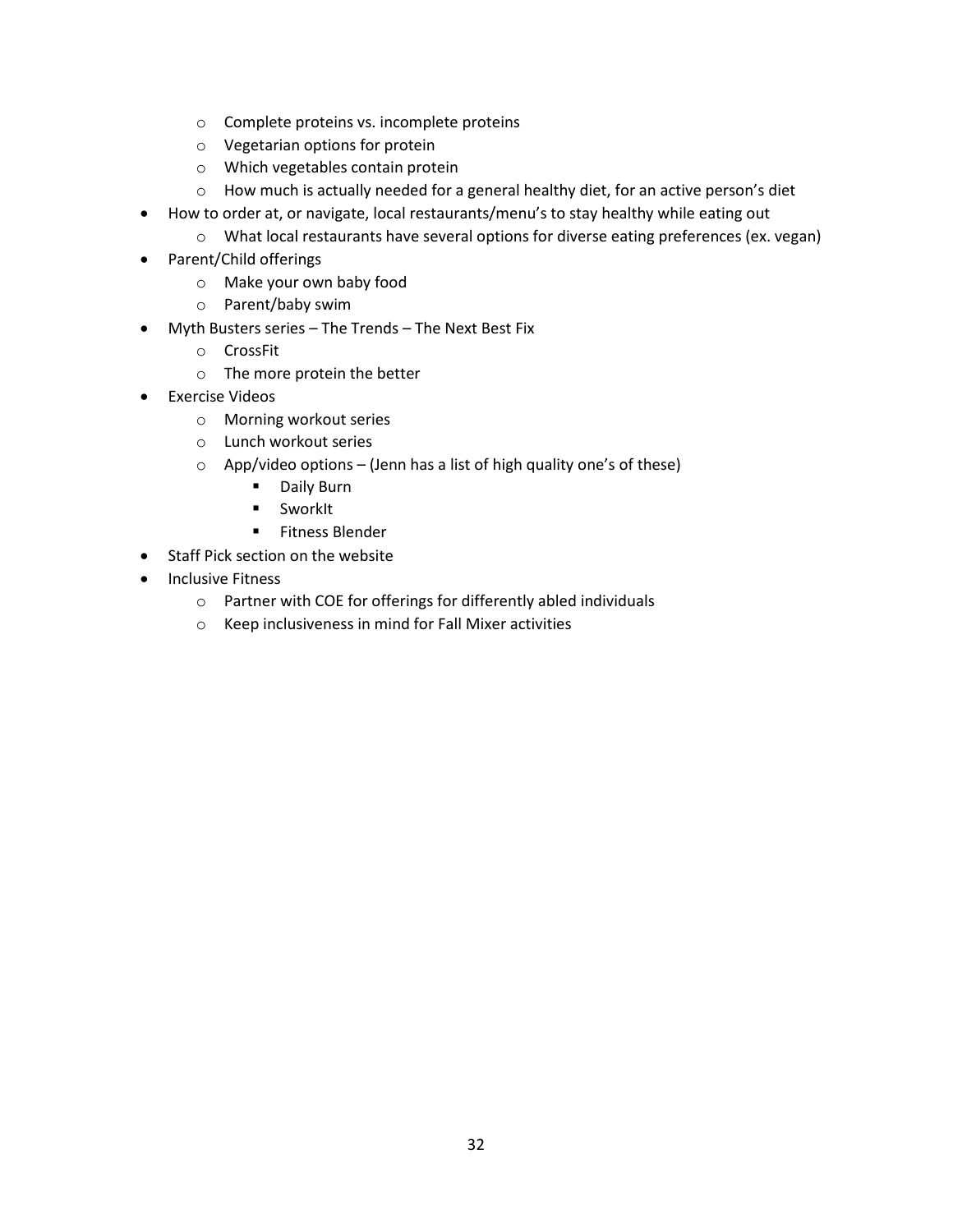- Complete proteins vs. incomplete proteins
    - Vegetarian options for protein
    - Which vegetables contain protein
    - How much is actually needed for a general healthy diet, for an active person's diet
- How to order at, or navigate, local restaurants/menu's to stay healthy while eating out
    - What local restaurants have several options for diverse eating preferences (ex. vegan)
- Parent/Child offerings
    - Make your own baby food
    - Parent/baby swim
- Myth Busters series – The Trends – The Next Best Fix
    - CrossFit
    - The more protein the better
- Exercise Videos
    - Morning workout series
    - Lunch workout series
    - App/video options – (Jenn has a list of high quality one's of these)
        - Daily Burn
        - SworkIt
        - Fitness Blender
- Staff Pick section on the website
- Inclusive Fitness
    - Partner with COE for offerings for differently abled individuals
    - Keep inclusiveness in mind for Fall Mixer activities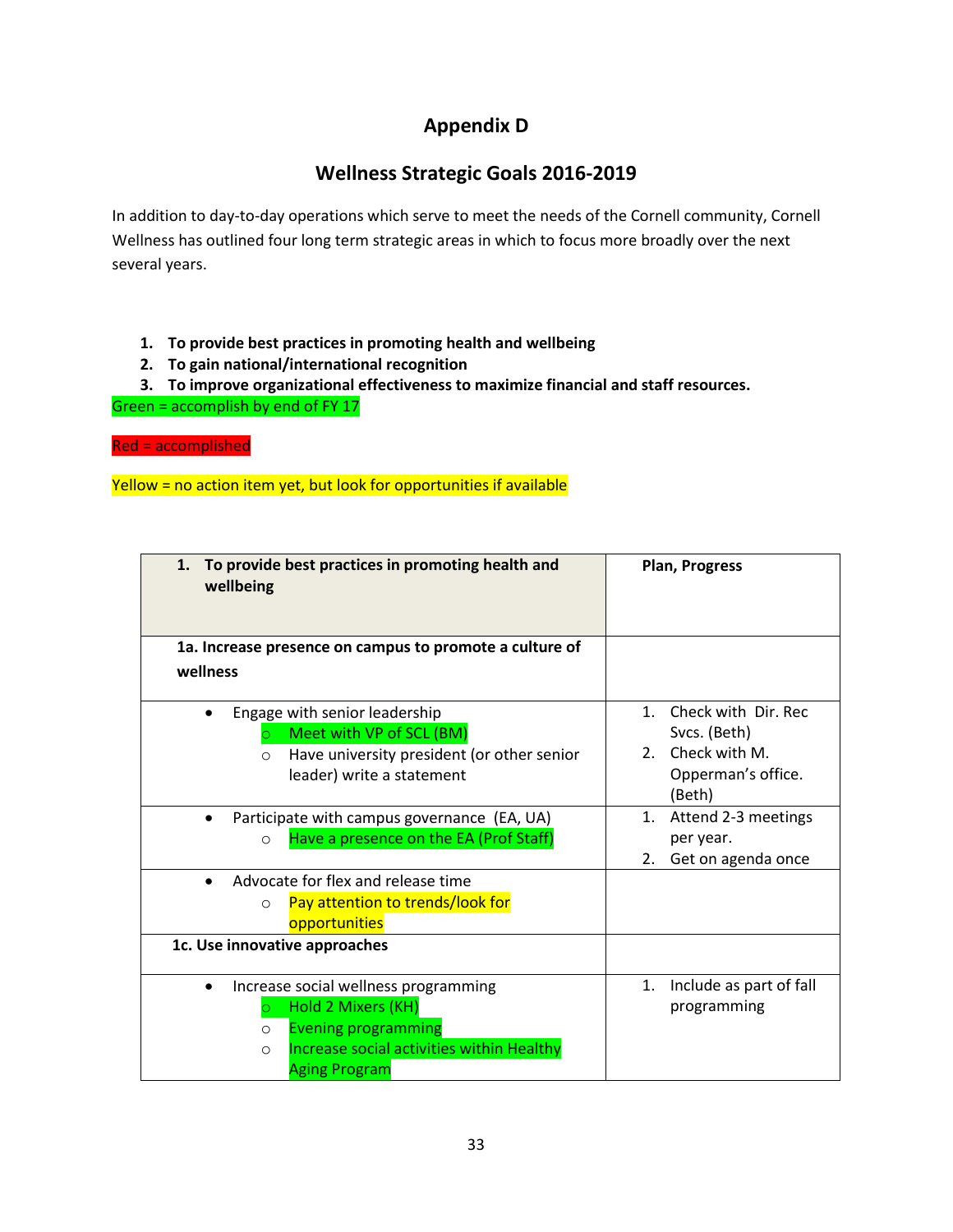# Appendix D

## Wellness Strategic Goals 2016-2019

In addition to day-to-day operations which serve to meet the needs of the Cornell community, Cornell Wellness has outlined four long term strategic areas in which to focus more broadly over the next several years.

1. **To provide best practices in promoting health and wellbeing**
2. **To gain national/international recognition**
3. **To improve organizational effectiveness to maximize financial and staff resources.**

Green = accomplish by end of FY 17

Red = accomplished

Yellow = no action item yet, but look for opportunities if available

| 1. **To provide best practices in promoting health and wellbeing** | **Plan, Progress** |
|---|---|
| **1a. Increase presence on campus to promote a culture of wellness** | |
| • Engage with senior leadership<br>○ Meet with VP of SCL (BM)<br>○ Have university president (or other senior leader) write a statement | 1. Check with Dir. Rec Svcs. (Beth)<br>2. Check with M. Opperman's office. (Beth) |
| • Participate with campus governance (EA, UA)<br>○ Have a presence on the EA (Prof Staff) | 1. Attend 2-3 meetings per year.<br>2. Get on agenda once |
| • Advocate for flex and release time<br>○ Pay attention to trends/look for opportunities | |
| **1c. Use innovative approaches** | |
| • Increase social wellness programming<br>○ Hold 2 Mixers (KH)<br>○ Evening programming<br>○ Increase social activities within Healthy Aging Program | 1. Include as part of fall programming |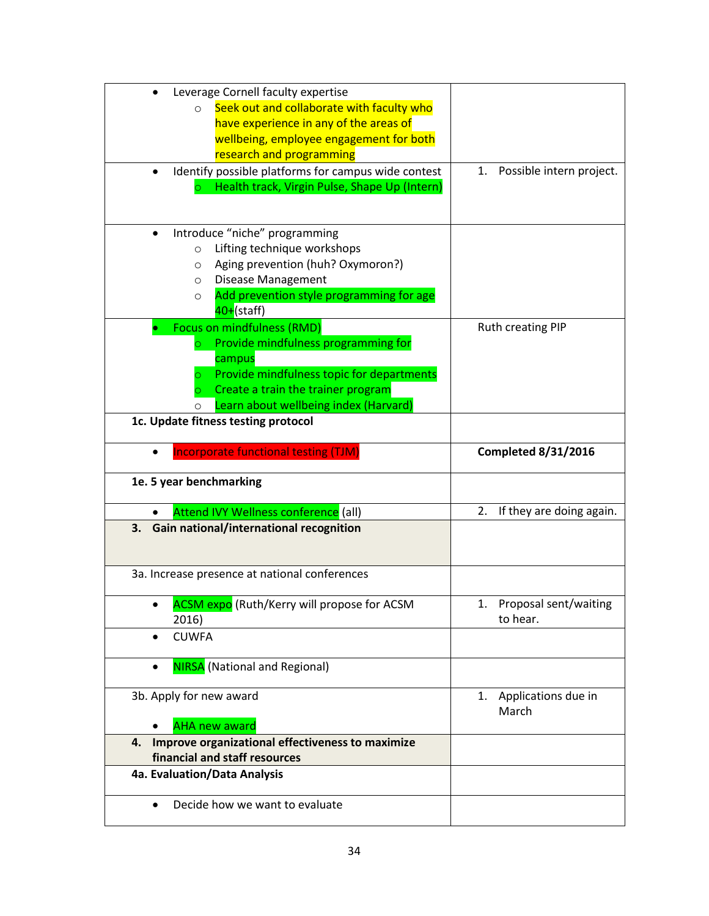| | |
|---|---|
| • Leverage Cornell faculty expertise<br>  ○ Seek out and collaborate with faculty who have experience in any of the areas of wellbeing, employee engagement for both research and programming | |
| • Identify possible platforms for campus wide contest<br>  ○ Health track, Virgin Pulse, Shape Up (Intern) | 1. Possible intern project. |
| • Introduce "niche" programming<br>  ○ Lifting technique workshops<br>  ○ Aging prevention (huh? Oxymoron?)<br>  ○ Disease Management<br>  ○ Add prevention style programming for age 40+(staff) | |
| • Focus on mindfulness (RMD)<br>  ○ Provide mindfulness programming for campus<br>  ○ Provide mindfulness topic for departments<br>  ○ Create a train the trainer program<br>  ○ Learn about wellbeing index (Harvard) | Ruth creating PIP |
| **1c. Update fitness testing protocol** | |
| • Incorporate functional testing (TJM) | **Completed 8/31/2016** |
| **1e. 5 year benchmarking** | |
| • Attend IVY Wellness conference (all) | 2. If they are doing again. |
| **3. Gain national/international recognition** | |
| 3a. Increase presence at national conferences | |
| • ACSM expo (Ruth/Kerry will propose for ACSM 2016) | 1. Proposal sent/waiting to hear. |
| • CUWFA | |
| • NIRSA (National and Regional) | |
| 3b. Apply for new award<br><br>• AHA new award | 1. Applications due in March |
| **4. Improve organizational effectiveness to maximize financial and staff resources** | |
| **4a. Evaluation/Data Analysis** | |
| • Decide how we want to evaluate | |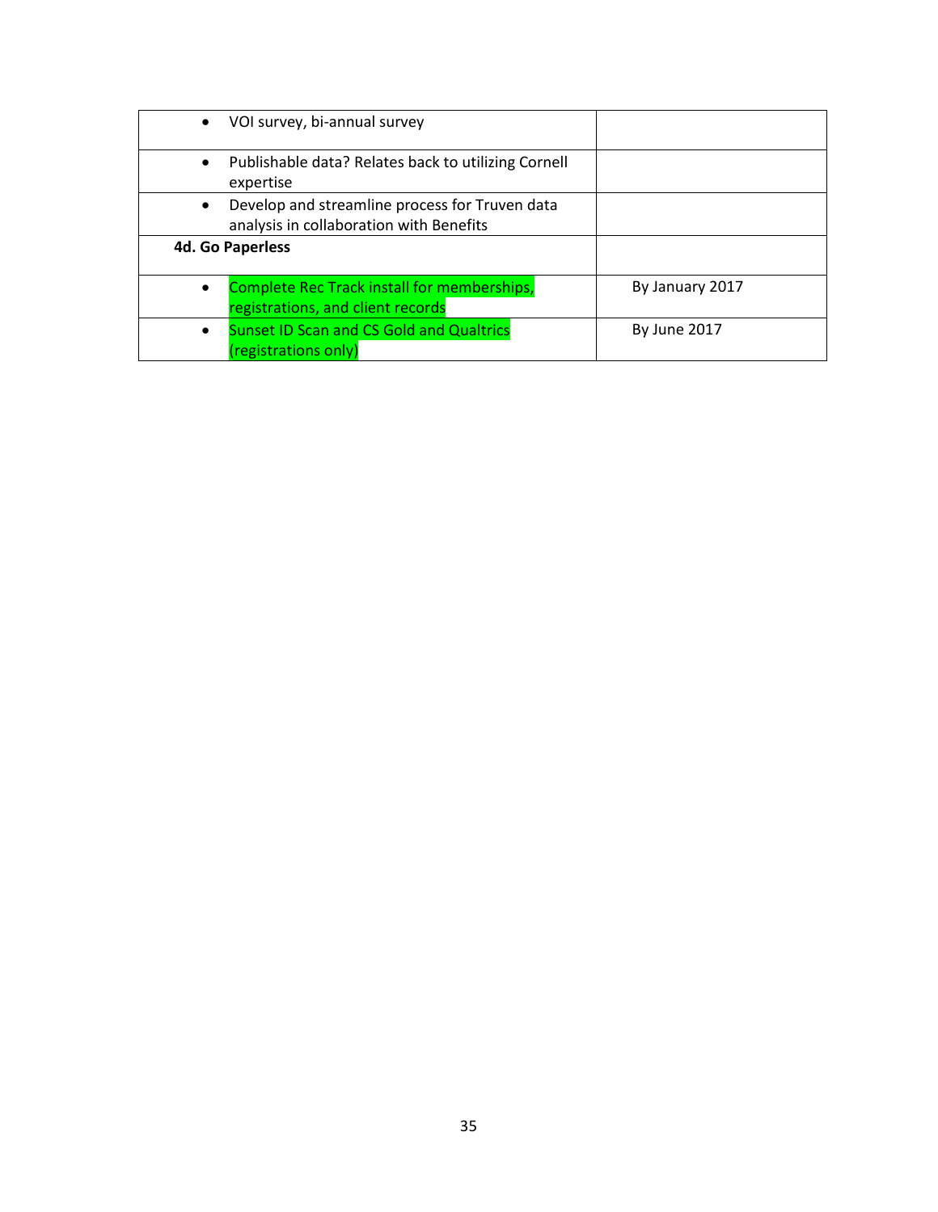| | |
|---|---|
| • VOI survey, bi-annual survey | |
| • Publishable data? Relates back to utilizing Cornell expertise | |
| • Develop and streamline process for Truven data analysis in collaboration with Benefits | |
| **4d. Go Paperless** | |
| • Complete Rec Track install for memberships, registrations, and client records | By January 2017 |
| • Sunset ID Scan and CS Gold and Qualtrics (registrations only) | By June 2017 |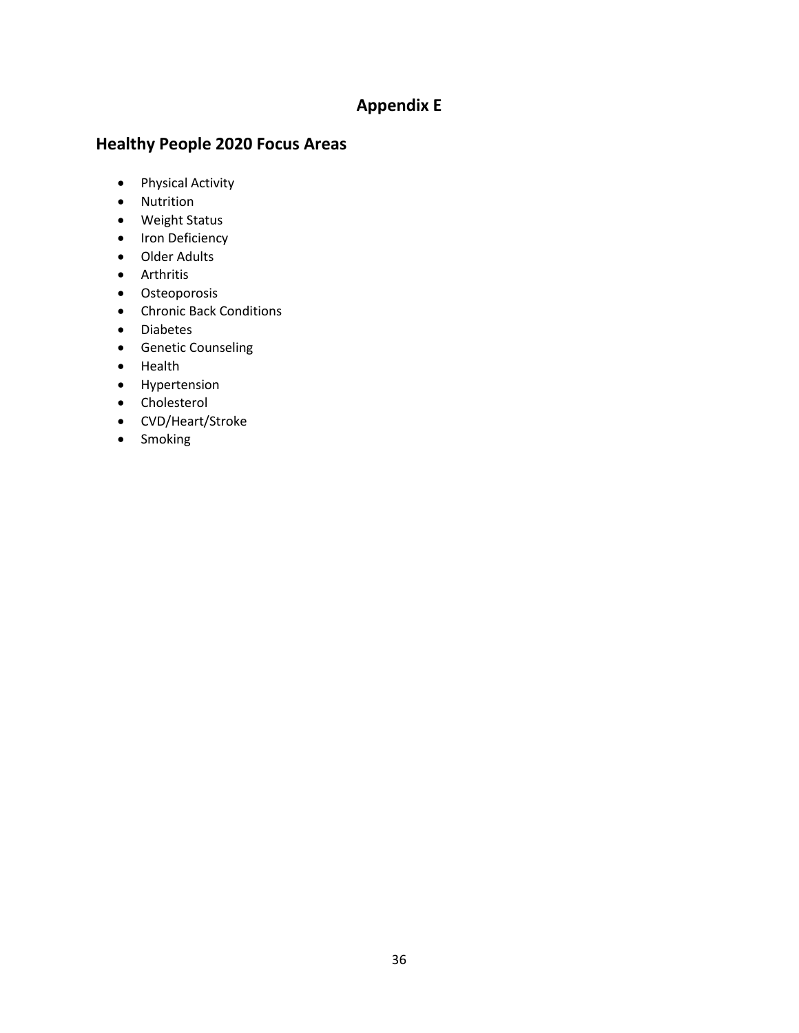# Appendix E

## Healthy People 2020 Focus Areas

- Physical Activity
- Nutrition
- Weight Status
- Iron Deficiency
- Older Adults
- Arthritis
- Osteoporosis
- Chronic Back Conditions
- Diabetes
- Genetic Counseling
- Health
- Hypertension
- Cholesterol
- CVD/Heart/Stroke
- Smoking